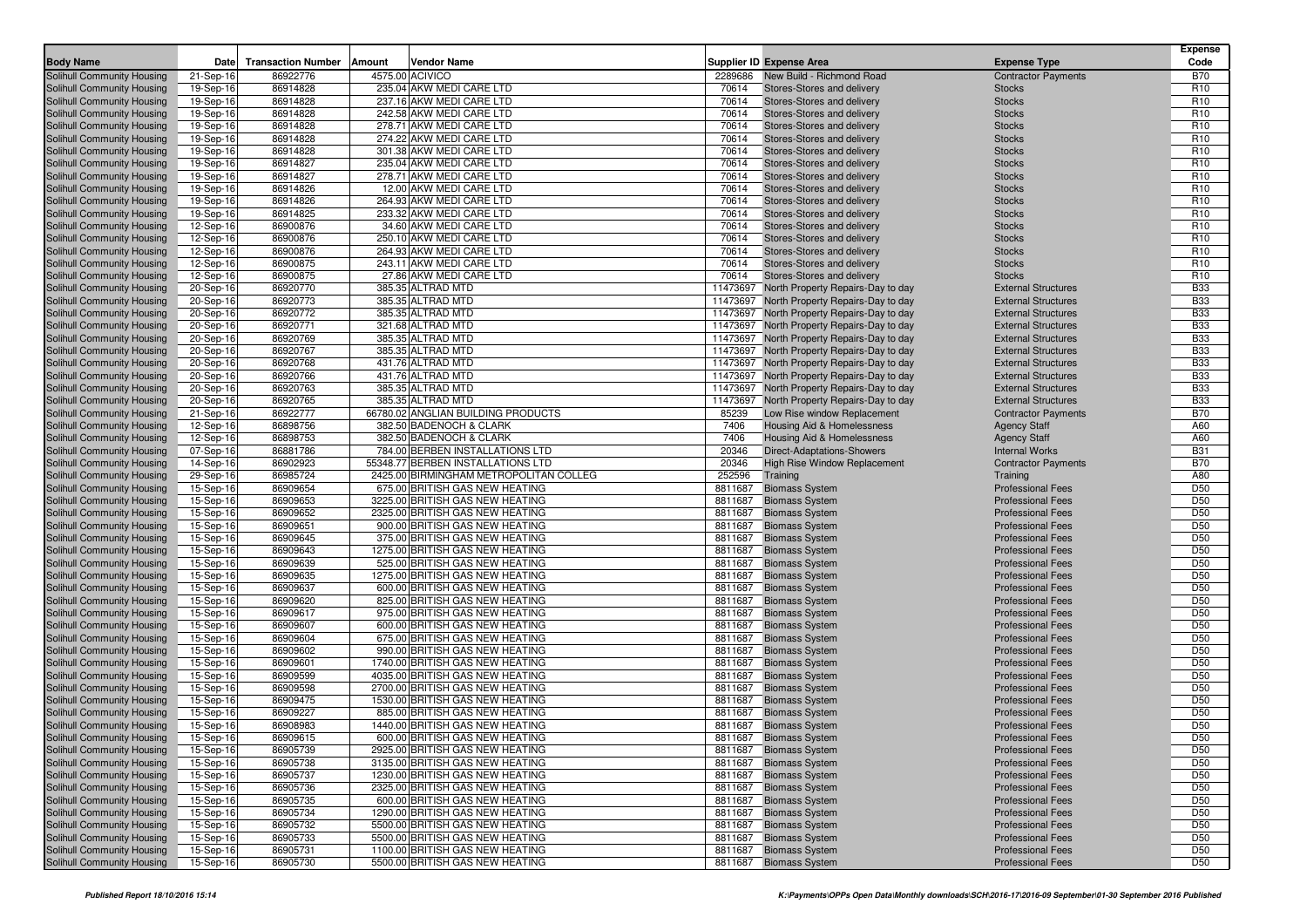| Body Name | Date | Transaction Number | Amount | Vendor Name | Supplier ID | Expense Area | Expense Type | Expense Code |
|---|---|---|---|---|---|---|---|---|
| Solihull Community Housing | 21-Sep-16 | 86922776 | 4575.00 | ACIVICO | 2289686 | New Build - Richmond Road | Contractor Payments | B70 |
| Solihull Community Housing | 19-Sep-16 | 86914828 | 235.04 | AKW MEDI CARE LTD | 70614 | Stores-Stores and delivery | Stocks | R10 |
| Solihull Community Housing | 19-Sep-16 | 86914828 | 237.16 | AKW MEDI CARE LTD | 70614 | Stores-Stores and delivery | Stocks | R10 |
| Solihull Community Housing | 19-Sep-16 | 86914828 | 242.58 | AKW MEDI CARE LTD | 70614 | Stores-Stores and delivery | Stocks | R10 |
| Solihull Community Housing | 19-Sep-16 | 86914828 | 278.71 | AKW MEDI CARE LTD | 70614 | Stores-Stores and delivery | Stocks | R10 |
| Solihull Community Housing | 19-Sep-16 | 86914828 | 274.22 | AKW MEDI CARE LTD | 70614 | Stores-Stores and delivery | Stocks | R10 |
| Solihull Community Housing | 19-Sep-16 | 86914828 | 301.38 | AKW MEDI CARE LTD | 70614 | Stores-Stores and delivery | Stocks | R10 |
| Solihull Community Housing | 19-Sep-16 | 86914827 | 235.04 | AKW MEDI CARE LTD | 70614 | Stores-Stores and delivery | Stocks | R10 |
| Solihull Community Housing | 19-Sep-16 | 86914827 | 278.71 | AKW MEDI CARE LTD | 70614 | Stores-Stores and delivery | Stocks | R10 |
| Solihull Community Housing | 19-Sep-16 | 86914826 | 12.00 | AKW MEDI CARE LTD | 70614 | Stores-Stores and delivery | Stocks | R10 |
| Solihull Community Housing | 19-Sep-16 | 86914826 | 264.93 | AKW MEDI CARE LTD | 70614 | Stores-Stores and delivery | Stocks | R10 |
| Solihull Community Housing | 19-Sep-16 | 86914825 | 233.32 | AKW MEDI CARE LTD | 70614 | Stores-Stores and delivery | Stocks | R10 |
| Solihull Community Housing | 12-Sep-16 | 86900876 | 34.60 | AKW MEDI CARE LTD | 70614 | Stores-Stores and delivery | Stocks | R10 |
| Solihull Community Housing | 12-Sep-16 | 86900876 | 250.10 | AKW MEDI CARE LTD | 70614 | Stores-Stores and delivery | Stocks | R10 |
| Solihull Community Housing | 12-Sep-16 | 86900876 | 264.93 | AKW MEDI CARE LTD | 70614 | Stores-Stores and delivery | Stocks | R10 |
| Solihull Community Housing | 12-Sep-16 | 86900875 | 243.11 | AKW MEDI CARE LTD | 70614 | Stores-Stores and delivery | Stocks | R10 |
| Solihull Community Housing | 12-Sep-16 | 86900875 | 27.86 | AKW MEDI CARE LTD | 70614 | Stores-Stores and delivery | Stocks | R10 |
| Solihull Community Housing | 20-Sep-16 | 86920770 | 385.35 | ALTRAD MTD | 11473697 | North Property Repairs-Day to day | External Structures | B33 |
| Solihull Community Housing | 20-Sep-16 | 86920773 | 385.35 | ALTRAD MTD | 11473697 | North Property Repairs-Day to day | External Structures | B33 |
| Solihull Community Housing | 20-Sep-16 | 86920772 | 385.35 | ALTRAD MTD | 11473697 | North Property Repairs-Day to day | External Structures | B33 |
| Solihull Community Housing | 20-Sep-16 | 86920771 | 321.68 | ALTRAD MTD | 11473697 | North Property Repairs-Day to day | External Structures | B33 |
| Solihull Community Housing | 20-Sep-16 | 86920769 | 385.35 | ALTRAD MTD | 11473697 | North Property Repairs-Day to day | External Structures | B33 |
| Solihull Community Housing | 20-Sep-16 | 86920767 | 385.35 | ALTRAD MTD | 11473697 | North Property Repairs-Day to day | External Structures | B33 |
| Solihull Community Housing | 20-Sep-16 | 86920768 | 431.76 | ALTRAD MTD | 11473697 | North Property Repairs-Day to day | External Structures | B33 |
| Solihull Community Housing | 20-Sep-16 | 86920766 | 431.76 | ALTRAD MTD | 11473697 | North Property Repairs-Day to day | External Structures | B33 |
| Solihull Community Housing | 20-Sep-16 | 86920763 | 385.35 | ALTRAD MTD | 11473697 | North Property Repairs-Day to day | External Structures | B33 |
| Solihull Community Housing | 20-Sep-16 | 86920765 | 385.35 | ALTRAD MTD | 11473697 | North Property Repairs-Day to day | External Structures | B33 |
| Solihull Community Housing | 21-Sep-16 | 86922777 | 66780.02 | ANGLIAN BUILDING PRODUCTS | 85239 | Low Rise window Replacement | Contractor Payments | B70 |
| Solihull Community Housing | 12-Sep-16 | 86898756 | 382.50 | BADENOCH & CLARK | 7406 | Housing Aid & Homelessness | Agency Staff | A60 |
| Solihull Community Housing | 12-Sep-16 | 86898753 | 382.50 | BADENOCH & CLARK | 7406 | Housing Aid & Homelessness | Agency Staff | A60 |
| Solihull Community Housing | 07-Sep-16 | 86881786 | 784.00 | BERBEN INSTALLATIONS LTD | 20346 | Direct-Adaptations-Showers | Internal Works | B31 |
| Solihull Community Housing | 14-Sep-16 | 86902923 | 55348.77 | BERBEN INSTALLATIONS LTD | 20346 | High Rise Window Replacement | Contractor Payments | B70 |
| Solihull Community Housing | 29-Sep-16 | 86985724 | 2425.00 | BIRMINGHAM METROPOLITAN COLLEG | 252596 | Training | Training | A80 |
| Solihull Community Housing | 15-Sep-16 | 86909654 | 675.00 | BRITISH GAS NEW HEATING | 8811687 | Biomass System | Professional Fees | D50 |
| Solihull Community Housing | 15-Sep-16 | 86909653 | 3225.00 | BRITISH GAS NEW HEATING | 8811687 | Biomass System | Professional Fees | D50 |
| Solihull Community Housing | 15-Sep-16 | 86909652 | 2325.00 | BRITISH GAS NEW HEATING | 8811687 | Biomass System | Professional Fees | D50 |
| Solihull Community Housing | 15-Sep-16 | 86909651 | 900.00 | BRITISH GAS NEW HEATING | 8811687 | Biomass System | Professional Fees | D50 |
| Solihull Community Housing | 15-Sep-16 | 86909645 | 375.00 | BRITISH GAS NEW HEATING | 8811687 | Biomass System | Professional Fees | D50 |
| Solihull Community Housing | 15-Sep-16 | 86909643 | 1275.00 | BRITISH GAS NEW HEATING | 8811687 | Biomass System | Professional Fees | D50 |
| Solihull Community Housing | 15-Sep-16 | 86909639 | 525.00 | BRITISH GAS NEW HEATING | 8811687 | Biomass System | Professional Fees | D50 |
| Solihull Community Housing | 15-Sep-16 | 86909635 | 1275.00 | BRITISH GAS NEW HEATING | 8811687 | Biomass System | Professional Fees | D50 |
| Solihull Community Housing | 15-Sep-16 | 86909637 | 600.00 | BRITISH GAS NEW HEATING | 8811687 | Biomass System | Professional Fees | D50 |
| Solihull Community Housing | 15-Sep-16 | 86909620 | 825.00 | BRITISH GAS NEW HEATING | 8811687 | Biomass System | Professional Fees | D50 |
| Solihull Community Housing | 15-Sep-16 | 86909617 | 975.00 | BRITISH GAS NEW HEATING | 8811687 | Biomass System | Professional Fees | D50 |
| Solihull Community Housing | 15-Sep-16 | 86909607 | 600.00 | BRITISH GAS NEW HEATING | 8811687 | Biomass System | Professional Fees | D50 |
| Solihull Community Housing | 15-Sep-16 | 86909604 | 675.00 | BRITISH GAS NEW HEATING | 8811687 | Biomass System | Professional Fees | D50 |
| Solihull Community Housing | 15-Sep-16 | 86909602 | 990.00 | BRITISH GAS NEW HEATING | 8811687 | Biomass System | Professional Fees | D50 |
| Solihull Community Housing | 15-Sep-16 | 86909601 | 1740.00 | BRITISH GAS NEW HEATING | 8811687 | Biomass System | Professional Fees | D50 |
| Solihull Community Housing | 15-Sep-16 | 86909599 | 4035.00 | BRITISH GAS NEW HEATING | 8811687 | Biomass System | Professional Fees | D50 |
| Solihull Community Housing | 15-Sep-16 | 86909598 | 2700.00 | BRITISH GAS NEW HEATING | 8811687 | Biomass System | Professional Fees | D50 |
| Solihull Community Housing | 15-Sep-16 | 86909475 | 1530.00 | BRITISH GAS NEW HEATING | 8811687 | Biomass System | Professional Fees | D50 |
| Solihull Community Housing | 15-Sep-16 | 86909227 | 885.00 | BRITISH GAS NEW HEATING | 8811687 | Biomass System | Professional Fees | D50 |
| Solihull Community Housing | 15-Sep-16 | 86908983 | 1440.00 | BRITISH GAS NEW HEATING | 8811687 | Biomass System | Professional Fees | D50 |
| Solihull Community Housing | 15-Sep-16 | 86909615 | 600.00 | BRITISH GAS NEW HEATING | 8811687 | Biomass System | Professional Fees | D50 |
| Solihull Community Housing | 15-Sep-16 | 86905739 | 2925.00 | BRITISH GAS NEW HEATING | 8811687 | Biomass System | Professional Fees | D50 |
| Solihull Community Housing | 15-Sep-16 | 86905738 | 3135.00 | BRITISH GAS NEW HEATING | 8811687 | Biomass System | Professional Fees | D50 |
| Solihull Community Housing | 15-Sep-16 | 86905737 | 1230.00 | BRITISH GAS NEW HEATING | 8811687 | Biomass System | Professional Fees | D50 |
| Solihull Community Housing | 15-Sep-16 | 86905736 | 2325.00 | BRITISH GAS NEW HEATING | 8811687 | Biomass System | Professional Fees | D50 |
| Solihull Community Housing | 15-Sep-16 | 86905735 | 600.00 | BRITISH GAS NEW HEATING | 8811687 | Biomass System | Professional Fees | D50 |
| Solihull Community Housing | 15-Sep-16 | 86905734 | 1290.00 | BRITISH GAS NEW HEATING | 8811687 | Biomass System | Professional Fees | D50 |
| Solihull Community Housing | 15-Sep-16 | 86905732 | 5500.00 | BRITISH GAS NEW HEATING | 8811687 | Biomass System | Professional Fees | D50 |
| Solihull Community Housing | 15-Sep-16 | 86905733 | 5500.00 | BRITISH GAS NEW HEATING | 8811687 | Biomass System | Professional Fees | D50 |
| Solihull Community Housing | 15-Sep-16 | 86905731 | 1100.00 | BRITISH GAS NEW HEATING | 8811687 | Biomass System | Professional Fees | D50 |
| Solihull Community Housing | 15-Sep-16 | 86905730 | 5500.00 | BRITISH GAS NEW HEATING | 8811687 | Biomass System | Professional Fees | D50 |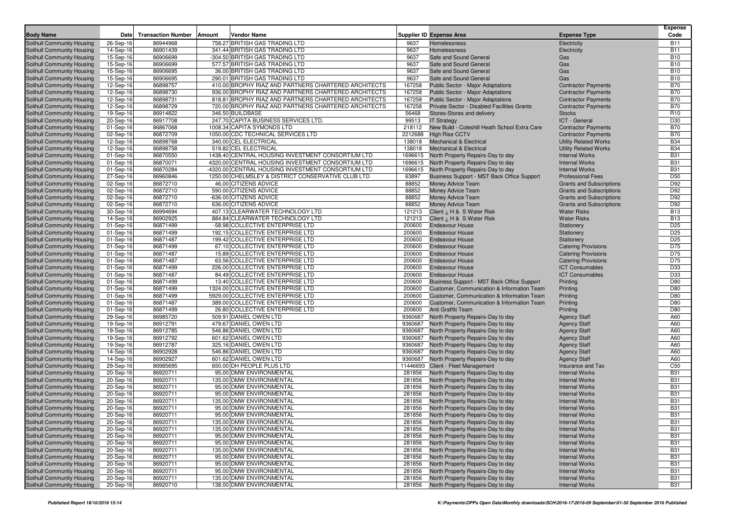| Body Name | Date | Transaction Number | Amount | Vendor Name | Supplier ID | Expense Area | Expense Type | Expense Code |
|---|---|---|---|---|---|---|---|---|
| Solihull Community Housing | 26-Sep-16 | 86944968 | 758.27 | BRITISH GAS TRADING LTD | 9637 | Homelessness | Electricity | B11 |
| Solihull Community Housing | 14-Sep-16 | 86901439 | 341.44 | BRITISH GAS TRADING LTD | 9637 | Homelessness | Electricity | B11 |
| Solihull Community Housing | 15-Sep-16 | 86906699 | -304.50 | BRITISH GAS TRADING LTD | 9637 | Safe and Sound General | Gas | B10 |
| Solihull Community Housing | 15-Sep-16 | 86906699 | 577.57 | BRITISH GAS TRADING LTD | 9637 | Safe and Sound General | Gas | B10 |
| Solihull Community Housing | 15-Sep-16 | 86906695 | 36.00 | BRITISH GAS TRADING LTD | 9637 | Safe and Sound General | Gas | B10 |
| Solihull Community Housing | 15-Sep-16 | 86906695 | 290.01 | BRITISH GAS TRADING LTD | 9637 | Safe and Sound General | Gas | B10 |
| Solihull Community Housing | 12-Sep-16 | 86898757 | 410.00 | BROPHY RIAZ AND PARTNERS CHARTERED ARCHITECTS | 167258 | Public Sector - Major Adaptations | Contractor Payments | B70 |
| Solihull Community Housing | 12-Sep-16 | 86898730 | 936.00 | BROPHY RIAZ AND PARTNERS CHARTERED ARCHITECTS | 167258 | Public Sector - Major Adaptations | Contractor Payments | B70 |
| Solihull Community Housing | 12-Sep-16 | 86898731 | 818.81 | BROPHY RIAZ AND PARTNERS CHARTERED ARCHITECTS | 167258 | Public Sector - Major Adaptations | Contractor Payments | B70 |
| Solihull Community Housing | 12-Sep-16 | 86898729 | 720.00 | BROPHY RIAZ AND PARTNERS CHARTERED ARCHITECTS | 167258 | Private Sector - Disabled Facilities Grants | Contractor Payments | B70 |
| Solihull Community Housing | 19-Sep-16 | 86914822 | 346.50 | BUILDBASE | 56468 | Stores-Stores and delivery | Stocks | R10 |
| Solihull Community Housing | 20-Sep-16 | 86917708 | 247.70 | CAPITA BUSINESS SERVICES LTD. | 99513 | IT Strategy | ICT - General | D30 |
| Solihull Community Housing | 01-Sep-16 | 86867068 | 1008.34 | CAPITA SYMONDS LTD | 218112 | New Build - Coleshill Heath School Extra Care | Contractor Payments | B70 |
| Solihull Community Housing | 02-Sep-16 | 86872709 | 1050.00 | CDC TECHNICAL SERVICES LTD | 2212688 | High Rise CCTV | Contractor Payments | B70 |
| Solihull Community Housing | 12-Sep-16 | 86898768 | 340.00 | CEL ELECTRICAL | 138018 | Mechanical & Electrical | Utility Related Works | B34 |
| Solihull Community Housing | 12-Sep-16 | 86898758 | 519.82 | CEL ELECTRICAL | 138018 | Mechanical & Electrical | Utility Related Works | B34 |
| Solihull Community Housing | 01-Sep-16 | 86870550 | 1438.40 | CENTRAL HOUSING INVESTMENT CONSORTIUM LTD | 1696615 | North Property Repairs-Day to day | Internal Works | B31 |
| Solihull Community Housing | 01-Sep-16 | 86870071 | 4320.00 | CENTRAL HOUSING INVESTMENT CONSORTIUM LTD | 1696615 | North Property Repairs-Day to day | Internal Works | B31 |
| Solihull Community Housing | 01-Sep-16 | 86870284 | -4320.00 | CENTRAL HOUSING INVESTMENT CONSORTIUM LTD | 1696615 | North Property Repairs-Day to day | Internal Works | B31 |
| Solihull Community Housing | 27-Sep-16 | 86960846 | 1250.00 | CHELMSLEY & DISTRICT CONSERVATIVE CLUB LTD | 63897 | Business Support - MST Back Office Support | Professional Fees | D50 |
| Solihull Community Housing | 02-Sep-16 | 86872710 | 46.00 | CITIZENS ADVICE | 88852 | Money Advice Team | Grants and Subscriptions | D92 |
| Solihull Community Housing | 02-Sep-16 | 86872710 | 590.00 | CITIZENS ADVICE | 88852 | Money Advice Team | Grants and Subscriptions | D92 |
| Solihull Community Housing | 02-Sep-16 | 86872710 | -636.00 | CITIZENS ADVICE | 88852 | Money Advice Team | Grants and Subscriptions | D92 |
| Solihull Community Housing | 02-Sep-16 | 86872710 | 636.00 | CITIZENS ADVICE | 88852 | Money Advice Team | Grants and Subscriptions | D92 |
| Solihull Community Housing | 30-Sep-16 | 86994694 | 407.13 | CLEARWATER TECHNOLOGY LTD | 121213 | Client ¿ H & S Water Risk | Water Risks | B13 |
| Solihull Community Housing | 14-Sep-16 | 86902925 | 884.84 | CLEARWATER TECHNOLOGY LTD | 121213 | Client ¿ H & S Water Risk | Water Risks | B13 |
| Solihull Community Housing | 01-Sep-16 | 86871499 | -58.98 | COLLECTIVE ENTERPRISE LTD | 200600 | Endeavour House | Stationery | D25 |
| Solihull Community Housing | 01-Sep-16 | 86871499 | 192.15 | COLLECTIVE ENTERPRISE LTD | 200600 | Endeavour House | Stationery | D25 |
| Solihull Community Housing | 01-Sep-16 | 86871487 | 199.42 | COLLECTIVE ENTERPRISE LTD | 200600 | Endeavour House | Stationery | D25 |
| Solihull Community Housing | 01-Sep-16 | 86871499 | 67.10 | COLLECTIVE ENTERPRISE LTD | 200600 | Endeavour House | Catering Provisions | D75 |
| Solihull Community Housing | 01-Sep-16 | 86871487 | 15.89 | COLLECTIVE ENTERPRISE LTD | 200600 | Endeavour House | Catering Provisions | D75 |
| Solihull Community Housing | 01-Sep-16 | 86871487 | 63.56 | COLLECTIVE ENTERPRISE LTD | 200600 | Endeavour House | Catering Provisions | D75 |
| Solihull Community Housing | 01-Sep-16 | 86871499 | 226.00 | COLLECTIVE ENTERPRISE LTD | 200600 | Endeavour House | ICT Consumables | D33 |
| Solihull Community Housing | 01-Sep-16 | 86871487 | 84.49 | COLLECTIVE ENTERPRISE LTD | 200600 | Endeavour House | ICT Consumables | D33 |
| Solihull Community Housing | 01-Sep-16 | 86871499 | 13.40 | COLLECTIVE ENTERPRISE LTD | 200600 | Business Support - MST Back Office Support | Printing | D80 |
| Solihull Community Housing | 01-Sep-16 | 86871499 | 1324.00 | COLLECTIVE ENTERPRISE LTD | 200600 | Customer, Communication & Information Team | Printing | D80 |
| Solihull Community Housing | 01-Sep-16 | 86871499 | 5929.00 | COLLECTIVE ENTERPRISE LTD | 200600 | Customer, Communication & Information Team | Printing | D80 |
| Solihull Community Housing | 01-Sep-16 | 86871487 | 389.00 | COLLECTIVE ENTERPRISE LTD | 200600 | Customer, Communication & Information Team | Printing | D80 |
| Solihull Community Housing | 01-Sep-16 | 86871499 | 26.80 | COLLECTIVE ENTERPRISE LTD | 200600 | Anti Graffiti Team | Printing | D80 |
| Solihull Community Housing | 29-Sep-16 | 86985720 | 509.91 | DANIEL OWEN LTD | 9360687 | North Property Repairs-Day to day | Agency Staff | A60 |
| Solihull Community Housing | 19-Sep-16 | 86912791 | 479.67 | DANIEL OWEN LTD | 9360687 | North Property Repairs-Day to day | Agency Staff | A60 |
| Solihull Community Housing | 19-Sep-16 | 86912785 | 546.86 | DANIEL OWEN LTD | 9360687 | North Property Repairs-Day to day | Agency Staff | A60 |
| Solihull Community Housing | 19-Sep-16 | 86912792 | 601.62 | DANIEL OWEN LTD | 9360687 | North Property Repairs-Day to day | Agency Staff | A60 |
| Solihull Community Housing | 19-Sep-16 | 86912787 | 325.16 | DANIEL OWEN LTD | 9360687 | North Property Repairs-Day to day | Agency Staff | A60 |
| Solihull Community Housing | 14-Sep-16 | 86902928 | 546.86 | DANIEL OWEN LTD | 9360687 | North Property Repairs-Day to day | Agency Staff | A60 |
| Solihull Community Housing | 14-Sep-16 | 86902927 | 601.62 | DANIEL OWEN LTD | 9360687 | North Property Repairs-Day to day | Agency Staff | A60 |
| Solihull Community Housing | 29-Sep-16 | 86985695 | 650.00 | DH PEOPLE PLUS LTD | 11446693 | Client - Fleet Management | Insurance and Tax | C50 |
| Solihull Community Housing | 20-Sep-16 | 86920711 | 95.00 | DMW ENVIRONMENTAL | 281856 | North Property Repairs-Day to day | Internal Works | B31 |
| Solihull Community Housing | 20-Sep-16 | 86920711 | 135.00 | DMW ENVIRONMENTAL | 281856 | North Property Repairs-Day to day | Internal Works | B31 |
| Solihull Community Housing | 20-Sep-16 | 86920711 | 95.00 | DMW ENVIRONMENTAL | 281856 | North Property Repairs-Day to day | Internal Works | B31 |
| Solihull Community Housing | 20-Sep-16 | 86920711 | 95.00 | DMW ENVIRONMENTAL | 281856 | North Property Repairs-Day to day | Internal Works | B31 |
| Solihull Community Housing | 20-Sep-16 | 86920711 | 135.00 | DMW ENVIRONMENTAL | 281856 | North Property Repairs-Day to day | Internal Works | B31 |
| Solihull Community Housing | 20-Sep-16 | 86920711 | 95.00 | DMW ENVIRONMENTAL | 281856 | North Property Repairs-Day to day | Internal Works | B31 |
| Solihull Community Housing | 20-Sep-16 | 86920711 | 95.00 | DMW ENVIRONMENTAL | 281856 | North Property Repairs-Day to day | Internal Works | B31 |
| Solihull Community Housing | 20-Sep-16 | 86920711 | 135.00 | DMW ENVIRONMENTAL | 281856 | North Property Repairs-Day to day | Internal Works | B31 |
| Solihull Community Housing | 20-Sep-16 | 86920711 | 135.00 | DMW ENVIRONMENTAL | 281856 | North Property Repairs-Day to day | Internal Works | B31 |
| Solihull Community Housing | 20-Sep-16 | 86920711 | 95.00 | DMW ENVIRONMENTAL | 281856 | North Property Repairs-Day to day | Internal Works | B31 |
| Solihull Community Housing | 20-Sep-16 | 86920711 | 95.00 | DMW ENVIRONMENTAL | 281856 | North Property Repairs-Day to day | Internal Works | B31 |
| Solihull Community Housing | 20-Sep-16 | 86920711 | 135.00 | DMW ENVIRONMENTAL | 281856 | North Property Repairs-Day to day | Internal Works | B31 |
| Solihull Community Housing | 20-Sep-16 | 86920711 | 95.00 | DMW ENVIRONMENTAL | 281856 | North Property Repairs-Day to day | Internal Works | B31 |
| Solihull Community Housing | 20-Sep-16 | 86920711 | 95.00 | DMW ENVIRONMENTAL | 281856 | North Property Repairs-Day to day | Internal Works | B31 |
| Solihull Community Housing | 20-Sep-16 | 86920711 | 95.00 | DMW ENVIRONMENTAL | 281856 | North Property Repairs-Day to day | Internal Works | B31 |
| Solihull Community Housing | 20-Sep-16 | 86920711 | 135.00 | DMW ENVIRONMENTAL | 281856 | North Property Repairs-Day to day | Internal Works | B31 |
| Solihull Community Housing | 20-Sep-16 | 86920710 | 138.00 | DMW ENVIRONMENTAL | 281856 | North Property Repairs-Day to day | Internal Works | B31 |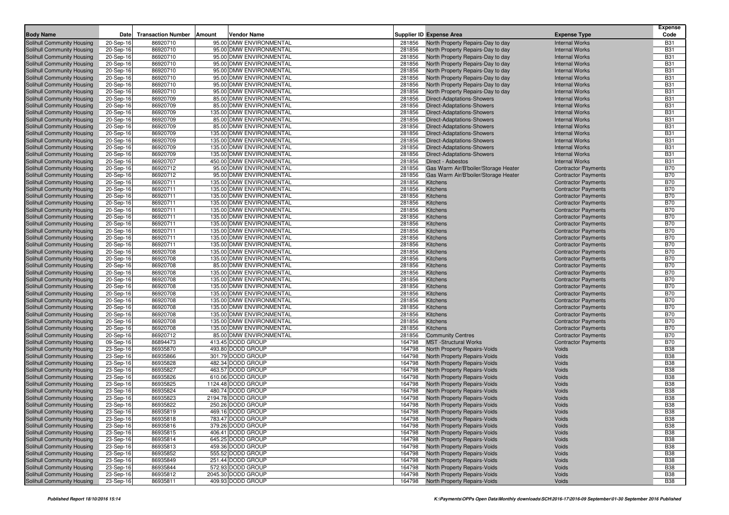| Body Name | Date | Transaction Number | Amount | Vendor Name | Supplier ID | Expense Area | Expense Type | Expense Code |
|---|---|---|---|---|---|---|---|---|
| Solihull Community Housing | 20-Sep-16 | 86920710 | 95.00 | DMW ENVIRONMENTAL | 281856 | North Property Repairs-Day to day | Internal Works | B31 |
| Solihull Community Housing | 20-Sep-16 | 86920710 | 95.00 | DMW ENVIRONMENTAL | 281856 | North Property Repairs-Day to day | Internal Works | B31 |
| Solihull Community Housing | 20-Sep-16 | 86920710 | 95.00 | DMW ENVIRONMENTAL | 281856 | North Property Repairs-Day to day | Internal Works | B31 |
| Solihull Community Housing | 20-Sep-16 | 86920710 | 95.00 | DMW ENVIRONMENTAL | 281856 | North Property Repairs-Day to day | Internal Works | B31 |
| Solihull Community Housing | 20-Sep-16 | 86920710 | 95.00 | DMW ENVIRONMENTAL | 281856 | North Property Repairs-Day to day | Internal Works | B31 |
| Solihull Community Housing | 20-Sep-16 | 86920710 | 95.00 | DMW ENVIRONMENTAL | 281856 | North Property Repairs-Day to day | Internal Works | B31 |
| Solihull Community Housing | 20-Sep-16 | 86920710 | 95.00 | DMW ENVIRONMENTAL | 281856 | North Property Repairs-Day to day | Internal Works | B31 |
| Solihull Community Housing | 20-Sep-16 | 86920710 | 95.00 | DMW ENVIRONMENTAL | 281856 | North Property Repairs-Day to day | Internal Works | B31 |
| Solihull Community Housing | 20-Sep-16 | 86920709 | 85.00 | DMW ENVIRONMENTAL | 281856 | Direct-Adaptations-Showers | Internal Works | B31 |
| Solihull Community Housing | 20-Sep-16 | 86920709 | 85.00 | DMW ENVIRONMENTAL | 281856 | Direct-Adaptations-Showers | Internal Works | B31 |
| Solihull Community Housing | 20-Sep-16 | 86920709 | 135.00 | DMW ENVIRONMENTAL | 281856 | Direct-Adaptations-Showers | Internal Works | B31 |
| Solihull Community Housing | 20-Sep-16 | 86920709 | 85.00 | DMW ENVIRONMENTAL | 281856 | Direct-Adaptations-Showers | Internal Works | B31 |
| Solihull Community Housing | 20-Sep-16 | 86920709 | 85.00 | DMW ENVIRONMENTAL | 281856 | Direct-Adaptations-Showers | Internal Works | B31 |
| Solihull Community Housing | 20-Sep-16 | 86920709 | 135.00 | DMW ENVIRONMENTAL | 281856 | Direct-Adaptations-Showers | Internal Works | B31 |
| Solihull Community Housing | 20-Sep-16 | 86920709 | 135.00 | DMW ENVIRONMENTAL | 281856 | Direct-Adaptations-Showers | Internal Works | B31 |
| Solihull Community Housing | 20-Sep-16 | 86920709 | 135.00 | DMW ENVIRONMENTAL | 281856 | Direct-Adaptations-Showers | Internal Works | B31 |
| Solihull Community Housing | 20-Sep-16 | 86920709 | 135.00 | DMW ENVIRONMENTAL | 281856 | Direct-Adaptations-Showers | Internal Works | B31 |
| Solihull Community Housing | 20-Sep-16 | 86920707 | 450.00 | DMW ENVIRONMENTAL | 281856 | Direct - Asbestos | Internal Works | B31 |
| Solihull Community Housing | 20-Sep-16 | 86920712 | 95.00 | DMW ENVIRONMENTAL | 281856 | Gas Warm Air/B'boiler/Storage Heater | Contractor Payments | B70 |
| Solihull Community Housing | 20-Sep-16 | 86920712 | 95.00 | DMW ENVIRONMENTAL | 281856 | Gas Warm Air/B'boiler/Storage Heater | Contractor Payments | B70 |
| Solihull Community Housing | 20-Sep-16 | 86920711 | 135.00 | DMW ENVIRONMENTAL | 281856 | Kitchens | Contractor Payments | B70 |
| Solihull Community Housing | 20-Sep-16 | 86920711 | 135.00 | DMW ENVIRONMENTAL | 281856 | Kitchens | Contractor Payments | B70 |
| Solihull Community Housing | 20-Sep-16 | 86920711 | 135.00 | DMW ENVIRONMENTAL | 281856 | Kitchens | Contractor Payments | B70 |
| Solihull Community Housing | 20-Sep-16 | 86920711 | 135.00 | DMW ENVIRONMENTAL | 281856 | Kitchens | Contractor Payments | B70 |
| Solihull Community Housing | 20-Sep-16 | 86920711 | 135.00 | DMW ENVIRONMENTAL | 281856 | Kitchens | Contractor Payments | B70 |
| Solihull Community Housing | 20-Sep-16 | 86920711 | 135.00 | DMW ENVIRONMENTAL | 281856 | Kitchens | Contractor Payments | B70 |
| Solihull Community Housing | 20-Sep-16 | 86920711 | 135.00 | DMW ENVIRONMENTAL | 281856 | Kitchens | Contractor Payments | B70 |
| Solihull Community Housing | 20-Sep-16 | 86920711 | 135.00 | DMW ENVIRONMENTAL | 281856 | Kitchens | Contractor Payments | B70 |
| Solihull Community Housing | 20-Sep-16 | 86920711 | 135.00 | DMW ENVIRONMENTAL | 281856 | Kitchens | Contractor Payments | B70 |
| Solihull Community Housing | 20-Sep-16 | 86920711 | 135.00 | DMW ENVIRONMENTAL | 281856 | Kitchens | Contractor Payments | B70 |
| Solihull Community Housing | 20-Sep-16 | 86920708 | 135.00 | DMW ENVIRONMENTAL | 281856 | Kitchens | Contractor Payments | B70 |
| Solihull Community Housing | 20-Sep-16 | 86920708 | 135.00 | DMW ENVIRONMENTAL | 281856 | Kitchens | Contractor Payments | B70 |
| Solihull Community Housing | 20-Sep-16 | 86920708 | 85.00 | DMW ENVIRONMENTAL | 281856 | Kitchens | Contractor Payments | B70 |
| Solihull Community Housing | 20-Sep-16 | 86920708 | 135.00 | DMW ENVIRONMENTAL | 281856 | Kitchens | Contractor Payments | B70 |
| Solihull Community Housing | 20-Sep-16 | 86920708 | 135.00 | DMW ENVIRONMENTAL | 281856 | Kitchens | Contractor Payments | B70 |
| Solihull Community Housing | 20-Sep-16 | 86920708 | 135.00 | DMW ENVIRONMENTAL | 281856 | Kitchens | Contractor Payments | B70 |
| Solihull Community Housing | 20-Sep-16 | 86920708 | 135.00 | DMW ENVIRONMENTAL | 281856 | Kitchens | Contractor Payments | B70 |
| Solihull Community Housing | 20-Sep-16 | 86920708 | 135.00 | DMW ENVIRONMENTAL | 281856 | Kitchens | Contractor Payments | B70 |
| Solihull Community Housing | 20-Sep-16 | 86920708 | 135.00 | DMW ENVIRONMENTAL | 281856 | Kitchens | Contractor Payments | B70 |
| Solihull Community Housing | 20-Sep-16 | 86920708 | 135.00 | DMW ENVIRONMENTAL | 281856 | Kitchens | Contractor Payments | B70 |
| Solihull Community Housing | 20-Sep-16 | 86920708 | 135.00 | DMW ENVIRONMENTAL | 281856 | Kitchens | Contractor Payments | B70 |
| Solihull Community Housing | 20-Sep-16 | 86920708 | 135.00 | DMW ENVIRONMENTAL | 281856 | Kitchens | Contractor Payments | B70 |
| Solihull Community Housing | 20-Sep-16 | 86920712 | 85.00 | DMW ENVIRONMENTAL | 281856 | Community Centres | Contractor Payments | B70 |
| Solihull Community Housing | 09-Sep-16 | 86894473 | 413.45 | DODD GROUP | 164798 | MST -Structural Works | Contractor Payments | B70 |
| Solihull Community Housing | 23-Sep-16 | 86935870 | 493.80 | DODD GROUP | 164798 | North Property Repairs-Voids | Voids | B38 |
| Solihull Community Housing | 23-Sep-16 | 86935866 | 301.79 | DODD GROUP | 164798 | North Property Repairs-Voids | Voids | B38 |
| Solihull Community Housing | 23-Sep-16 | 86935828 | 482.34 | DODD GROUP | 164798 | North Property Repairs-Voids | Voids | B38 |
| Solihull Community Housing | 23-Sep-16 | 86935827 | 463.57 | DODD GROUP | 164798 | North Property Repairs-Voids | Voids | B38 |
| Solihull Community Housing | 23-Sep-16 | 86935826 | 610.06 | DODD GROUP | 164798 | North Property Repairs-Voids | Voids | B38 |
| Solihull Community Housing | 23-Sep-16 | 86935825 | 1124.48 | DODD GROUP | 164798 | North Property Repairs-Voids | Voids | B38 |
| Solihull Community Housing | 23-Sep-16 | 86935824 | 480.74 | DODD GROUP | 164798 | North Property Repairs-Voids | Voids | B38 |
| Solihull Community Housing | 23-Sep-16 | 86935823 | 2194.78 | DODD GROUP | 164798 | North Property Repairs-Voids | Voids | B38 |
| Solihull Community Housing | 23-Sep-16 | 86935822 | 250.26 | DODD GROUP | 164798 | North Property Repairs-Voids | Voids | B38 |
| Solihull Community Housing | 23-Sep-16 | 86935819 | 469.16 | DODD GROUP | 164798 | North Property Repairs-Voids | Voids | B38 |
| Solihull Community Housing | 23-Sep-16 | 86935818 | 783.47 | DODD GROUP | 164798 | North Property Repairs-Voids | Voids | B38 |
| Solihull Community Housing | 23-Sep-16 | 86935816 | 379.26 | DODD GROUP | 164798 | North Property Repairs-Voids | Voids | B38 |
| Solihull Community Housing | 23-Sep-16 | 86935815 | 406.41 | DODD GROUP | 164798 | North Property Repairs-Voids | Voids | B38 |
| Solihull Community Housing | 23-Sep-16 | 86935814 | 645.25 | DODD GROUP | 164798 | North Property Repairs-Voids | Voids | B38 |
| Solihull Community Housing | 23-Sep-16 | 86935813 | 459.36 | DODD GROUP | 164798 | North Property Repairs-Voids | Voids | B38 |
| Solihull Community Housing | 23-Sep-16 | 86935852 | 555.52 | DODD GROUP | 164798 | North Property Repairs-Voids | Voids | B38 |
| Solihull Community Housing | 23-Sep-16 | 86935849 | 251.44 | DODD GROUP | 164798 | North Property Repairs-Voids | Voids | B38 |
| Solihull Community Housing | 23-Sep-16 | 86935844 | 572.93 | DODD GROUP | 164798 | North Property Repairs-Voids | Voids | B38 |
| Solihull Community Housing | 23-Sep-16 | 86935812 | 2045.30 | DODD GROUP | 164798 | North Property Repairs-Voids | Voids | B38 |
| Solihull Community Housing | 23-Sep-16 | 86935811 | 409.93 | DODD GROUP | 164798 | North Property Repairs-Voids | Voids | B38 |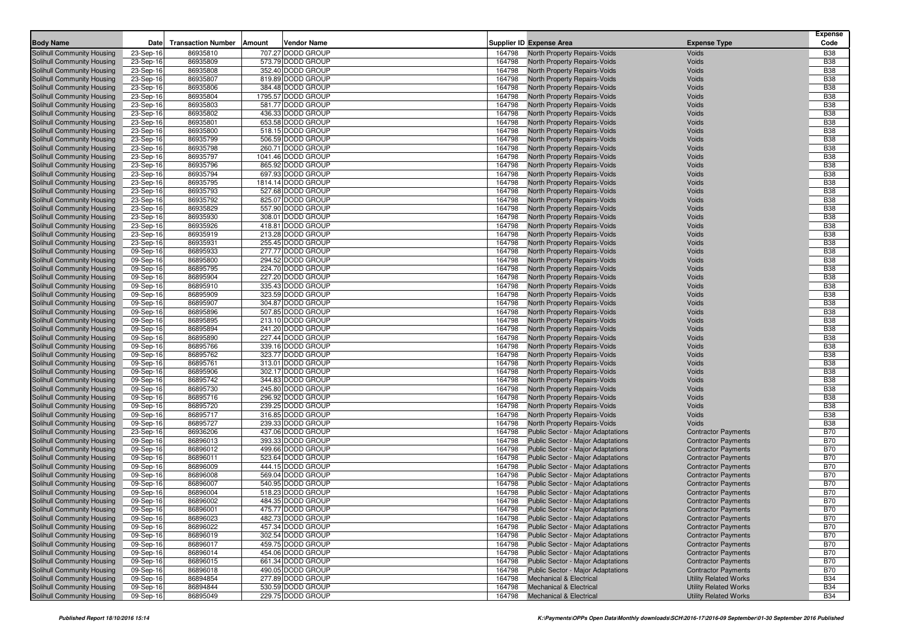| Body Name | Date | Transaction Number | Amount | Vendor Name | Supplier ID | Expense Area | Expense Type | Expense Code |
|---|---|---|---|---|---|---|---|---|
| Solihull Community Housing | 23-Sep-16 | 86935810 | 707.27 | DODD GROUP | 164798 | North Property Repairs-Voids | Voids | B38 |
| Solihull Community Housing | 23-Sep-16 | 86935809 | 573.79 | DODD GROUP | 164798 | North Property Repairs-Voids | Voids | B38 |
| Solihull Community Housing | 23-Sep-16 | 86935808 | 352.40 | DODD GROUP | 164798 | North Property Repairs-Voids | Voids | B38 |
| Solihull Community Housing | 23-Sep-16 | 86935807 | 819.89 | DODD GROUP | 164798 | North Property Repairs-Voids | Voids | B38 |
| Solihull Community Housing | 23-Sep-16 | 86935806 | 384.48 | DODD GROUP | 164798 | North Property Repairs-Voids | Voids | B38 |
| Solihull Community Housing | 23-Sep-16 | 86935804 | 1795.57 | DODD GROUP | 164798 | North Property Repairs-Voids | Voids | B38 |
| Solihull Community Housing | 23-Sep-16 | 86935803 | 581.77 | DODD GROUP | 164798 | North Property Repairs-Voids | Voids | B38 |
| Solihull Community Housing | 23-Sep-16 | 86935802 | 436.33 | DODD GROUP | 164798 | North Property Repairs-Voids | Voids | B38 |
| Solihull Community Housing | 23-Sep-16 | 86935801 | 653.58 | DODD GROUP | 164798 | North Property Repairs-Voids | Voids | B38 |
| Solihull Community Housing | 23-Sep-16 | 86935800 | 518.15 | DODD GROUP | 164798 | North Property Repairs-Voids | Voids | B38 |
| Solihull Community Housing | 23-Sep-16 | 86935799 | 506.59 | DODD GROUP | 164798 | North Property Repairs-Voids | Voids | B38 |
| Solihull Community Housing | 23-Sep-16 | 86935798 | 260.71 | DODD GROUP | 164798 | North Property Repairs-Voids | Voids | B38 |
| Solihull Community Housing | 23-Sep-16 | 86935797 | 1041.46 | DODD GROUP | 164798 | North Property Repairs-Voids | Voids | B38 |
| Solihull Community Housing | 23-Sep-16 | 86935796 | 865.92 | DODD GROUP | 164798 | North Property Repairs-Voids | Voids | B38 |
| Solihull Community Housing | 23-Sep-16 | 86935794 | 697.93 | DODD GROUP | 164798 | North Property Repairs-Voids | Voids | B38 |
| Solihull Community Housing | 23-Sep-16 | 86935795 | 1814.14 | DODD GROUP | 164798 | North Property Repairs-Voids | Voids | B38 |
| Solihull Community Housing | 23-Sep-16 | 86935793 | 527.68 | DODD GROUP | 164798 | North Property Repairs-Voids | Voids | B38 |
| Solihull Community Housing | 23-Sep-16 | 86935792 | 825.07 | DODD GROUP | 164798 | North Property Repairs-Voids | Voids | B38 |
| Solihull Community Housing | 23-Sep-16 | 86935829 | 557.90 | DODD GROUP | 164798 | North Property Repairs-Voids | Voids | B38 |
| Solihull Community Housing | 23-Sep-16 | 86935930 | 308.01 | DODD GROUP | 164798 | North Property Repairs-Voids | Voids | B38 |
| Solihull Community Housing | 23-Sep-16 | 86935926 | 418.81 | DODD GROUP | 164798 | North Property Repairs-Voids | Voids | B38 |
| Solihull Community Housing | 23-Sep-16 | 86935919 | 213.28 | DODD GROUP | 164798 | North Property Repairs-Voids | Voids | B38 |
| Solihull Community Housing | 23-Sep-16 | 86935931 | 255.45 | DODD GROUP | 164798 | North Property Repairs-Voids | Voids | B38 |
| Solihull Community Housing | 09-Sep-16 | 86895933 | 277.77 | DODD GROUP | 164798 | North Property Repairs-Voids | Voids | B38 |
| Solihull Community Housing | 09-Sep-16 | 86895800 | 294.52 | DODD GROUP | 164798 | North Property Repairs-Voids | Voids | B38 |
| Solihull Community Housing | 09-Sep-16 | 86895795 | 224.70 | DODD GROUP | 164798 | North Property Repairs-Voids | Voids | B38 |
| Solihull Community Housing | 09-Sep-16 | 86895904 | 227.20 | DODD GROUP | 164798 | North Property Repairs-Voids | Voids | B38 |
| Solihull Community Housing | 09-Sep-16 | 86895910 | 335.43 | DODD GROUP | 164798 | North Property Repairs-Voids | Voids | B38 |
| Solihull Community Housing | 09-Sep-16 | 86895909 | 323.59 | DODD GROUP | 164798 | North Property Repairs-Voids | Voids | B38 |
| Solihull Community Housing | 09-Sep-16 | 86895907 | 304.87 | DODD GROUP | 164798 | North Property Repairs-Voids | Voids | B38 |
| Solihull Community Housing | 09-Sep-16 | 86895896 | 507.85 | DODD GROUP | 164798 | North Property Repairs-Voids | Voids | B38 |
| Solihull Community Housing | 09-Sep-16 | 86895895 | 213.10 | DODD GROUP | 164798 | North Property Repairs-Voids | Voids | B38 |
| Solihull Community Housing | 09-Sep-16 | 86895894 | 241.20 | DODD GROUP | 164798 | North Property Repairs-Voids | Voids | B38 |
| Solihull Community Housing | 09-Sep-16 | 86895890 | 227.44 | DODD GROUP | 164798 | North Property Repairs-Voids | Voids | B38 |
| Solihull Community Housing | 09-Sep-16 | 86895766 | 339.16 | DODD GROUP | 164798 | North Property Repairs-Voids | Voids | B38 |
| Solihull Community Housing | 09-Sep-16 | 86895762 | 323.77 | DODD GROUP | 164798 | North Property Repairs-Voids | Voids | B38 |
| Solihull Community Housing | 09-Sep-16 | 86895761 | 313.01 | DODD GROUP | 164798 | North Property Repairs-Voids | Voids | B38 |
| Solihull Community Housing | 09-Sep-16 | 86895906 | 302.17 | DODD GROUP | 164798 | North Property Repairs-Voids | Voids | B38 |
| Solihull Community Housing | 09-Sep-16 | 86895742 | 344.83 | DODD GROUP | 164798 | North Property Repairs-Voids | Voids | B38 |
| Solihull Community Housing | 09-Sep-16 | 86895730 | 245.80 | DODD GROUP | 164798 | North Property Repairs-Voids | Voids | B38 |
| Solihull Community Housing | 09-Sep-16 | 86895716 | 296.92 | DODD GROUP | 164798 | North Property Repairs-Voids | Voids | B38 |
| Solihull Community Housing | 09-Sep-16 | 86895720 | 239.25 | DODD GROUP | 164798 | North Property Repairs-Voids | Voids | B38 |
| Solihull Community Housing | 09-Sep-16 | 86895717 | 316.85 | DODD GROUP | 164798 | North Property Repairs-Voids | Voids | B38 |
| Solihull Community Housing | 09-Sep-16 | 86895727 | 239.33 | DODD GROUP | 164798 | North Property Repairs-Voids | Voids | B38 |
| Solihull Community Housing | 23-Sep-16 | 86936206 | 437.06 | DODD GROUP | 164798 | Public Sector - Major Adaptations | Contractor Payments | B70 |
| Solihull Community Housing | 09-Sep-16 | 86896013 | 393.33 | DODD GROUP | 164798 | Public Sector - Major Adaptations | Contractor Payments | B70 |
| Solihull Community Housing | 09-Sep-16 | 86896012 | 499.66 | DODD GROUP | 164798 | Public Sector - Major Adaptations | Contractor Payments | B70 |
| Solihull Community Housing | 09-Sep-16 | 86896011 | 523.64 | DODD GROUP | 164798 | Public Sector - Major Adaptations | Contractor Payments | B70 |
| Solihull Community Housing | 09-Sep-16 | 86896009 | 444.15 | DODD GROUP | 164798 | Public Sector - Major Adaptations | Contractor Payments | B70 |
| Solihull Community Housing | 09-Sep-16 | 86896008 | 569.04 | DODD GROUP | 164798 | Public Sector - Major Adaptations | Contractor Payments | B70 |
| Solihull Community Housing | 09-Sep-16 | 86896007 | 540.95 | DODD GROUP | 164798 | Public Sector - Major Adaptations | Contractor Payments | B70 |
| Solihull Community Housing | 09-Sep-16 | 86896004 | 518.23 | DODD GROUP | 164798 | Public Sector - Major Adaptations | Contractor Payments | B70 |
| Solihull Community Housing | 09-Sep-16 | 86896002 | 484.35 | DODD GROUP | 164798 | Public Sector - Major Adaptations | Contractor Payments | B70 |
| Solihull Community Housing | 09-Sep-16 | 86896001 | 475.77 | DODD GROUP | 164798 | Public Sector - Major Adaptations | Contractor Payments | B70 |
| Solihull Community Housing | 09-Sep-16 | 86896023 | 482.73 | DODD GROUP | 164798 | Public Sector - Major Adaptations | Contractor Payments | B70 |
| Solihull Community Housing | 09-Sep-16 | 86896022 | 457.34 | DODD GROUP | 164798 | Public Sector - Major Adaptations | Contractor Payments | B70 |
| Solihull Community Housing | 09-Sep-16 | 86896019 | 302.54 | DODD GROUP | 164798 | Public Sector - Major Adaptations | Contractor Payments | B70 |
| Solihull Community Housing | 09-Sep-16 | 86896017 | 459.75 | DODD GROUP | 164798 | Public Sector - Major Adaptations | Contractor Payments | B70 |
| Solihull Community Housing | 09-Sep-16 | 86896014 | 454.06 | DODD GROUP | 164798 | Public Sector - Major Adaptations | Contractor Payments | B70 |
| Solihull Community Housing | 09-Sep-16 | 86896015 | 661.34 | DODD GROUP | 164798 | Public Sector - Major Adaptations | Contractor Payments | B70 |
| Solihull Community Housing | 09-Sep-16 | 86896018 | 490.05 | DODD GROUP | 164798 | Public Sector - Major Adaptations | Contractor Payments | B70 |
| Solihull Community Housing | 09-Sep-16 | 86894854 | 277.89 | DODD GROUP | 164798 | Mechanical & Electrical | Utility Related Works | B34 |
| Solihull Community Housing | 09-Sep-16 | 86894844 | 530.59 | DODD GROUP | 164798 | Mechanical & Electrical | Utility Related Works | B34 |
| Solihull Community Housing | 09-Sep-16 | 86895049 | 229.75 | DODD GROUP | 164798 | Mechanical & Electrical | Utility Related Works | B34 |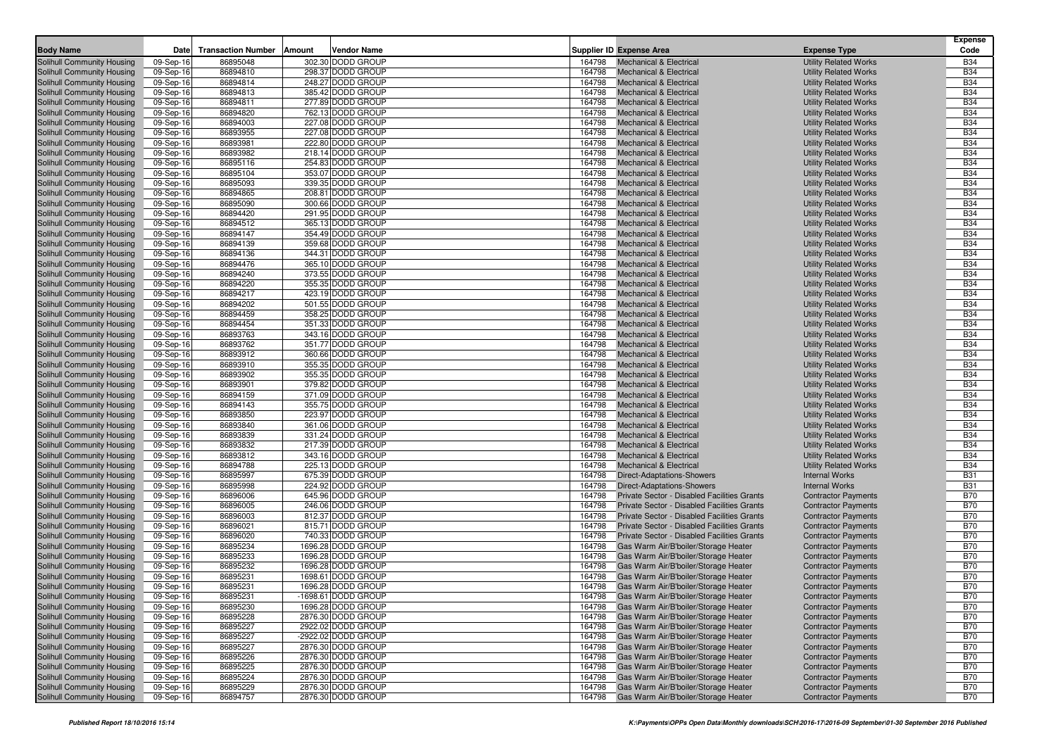| Body Name | Date | Transaction Number | Amount | Vendor Name | Supplier ID | Expense Area | Expense Type | Expense Code |
|---|---|---|---|---|---|---|---|---|
| Solihull Community Housing | 09-Sep-16 | 86895048 | 302.30 | DODD GROUP | 164798 | Mechanical & Electrical | Utility Related Works | B34 |
| Solihull Community Housing | 09-Sep-16 | 86894810 | 298.37 | DODD GROUP | 164798 | Mechanical & Electrical | Utility Related Works | B34 |
| Solihull Community Housing | 09-Sep-16 | 86894814 | 248.27 | DODD GROUP | 164798 | Mechanical & Electrical | Utility Related Works | B34 |
| Solihull Community Housing | 09-Sep-16 | 86894813 | 385.42 | DODD GROUP | 164798 | Mechanical & Electrical | Utility Related Works | B34 |
| Solihull Community Housing | 09-Sep-16 | 86894811 | 277.89 | DODD GROUP | 164798 | Mechanical & Electrical | Utility Related Works | B34 |
| Solihull Community Housing | 09-Sep-16 | 86894820 | 762.13 | DODD GROUP | 164798 | Mechanical & Electrical | Utility Related Works | B34 |
| Solihull Community Housing | 09-Sep-16 | 86894003 | 227.08 | DODD GROUP | 164798 | Mechanical & Electrical | Utility Related Works | B34 |
| Solihull Community Housing | 09-Sep-16 | 86893955 | 227.08 | DODD GROUP | 164798 | Mechanical & Electrical | Utility Related Works | B34 |
| Solihull Community Housing | 09-Sep-16 | 86893981 | 222.80 | DODD GROUP | 164798 | Mechanical & Electrical | Utility Related Works | B34 |
| Solihull Community Housing | 09-Sep-16 | 86893982 | 218.14 | DODD GROUP | 164798 | Mechanical & Electrical | Utility Related Works | B34 |
| Solihull Community Housing | 09-Sep-16 | 86895116 | 254.83 | DODD GROUP | 164798 | Mechanical & Electrical | Utility Related Works | B34 |
| Solihull Community Housing | 09-Sep-16 | 86895104 | 353.07 | DODD GROUP | 164798 | Mechanical & Electrical | Utility Related Works | B34 |
| Solihull Community Housing | 09-Sep-16 | 86895093 | 339.35 | DODD GROUP | 164798 | Mechanical & Electrical | Utility Related Works | B34 |
| Solihull Community Housing | 09-Sep-16 | 86894865 | 208.81 | DODD GROUP | 164798 | Mechanical & Electrical | Utility Related Works | B34 |
| Solihull Community Housing | 09-Sep-16 | 86895090 | 300.66 | DODD GROUP | 164798 | Mechanical & Electrical | Utility Related Works | B34 |
| Solihull Community Housing | 09-Sep-16 | 86894420 | 291.95 | DODD GROUP | 164798 | Mechanical & Electrical | Utility Related Works | B34 |
| Solihull Community Housing | 09-Sep-16 | 86894512 | 365.13 | DODD GROUP | 164798 | Mechanical & Electrical | Utility Related Works | B34 |
| Solihull Community Housing | 09-Sep-16 | 86894147 | 354.49 | DODD GROUP | 164798 | Mechanical & Electrical | Utility Related Works | B34 |
| Solihull Community Housing | 09-Sep-16 | 86894139 | 359.68 | DODD GROUP | 164798 | Mechanical & Electrical | Utility Related Works | B34 |
| Solihull Community Housing | 09-Sep-16 | 86894136 | 344.31 | DODD GROUP | 164798 | Mechanical & Electrical | Utility Related Works | B34 |
| Solihull Community Housing | 09-Sep-16 | 86894476 | 365.10 | DODD GROUP | 164798 | Mechanical & Electrical | Utility Related Works | B34 |
| Solihull Community Housing | 09-Sep-16 | 86894240 | 373.55 | DODD GROUP | 164798 | Mechanical & Electrical | Utility Related Works | B34 |
| Solihull Community Housing | 09-Sep-16 | 86894220 | 355.35 | DODD GROUP | 164798 | Mechanical & Electrical | Utility Related Works | B34 |
| Solihull Community Housing | 09-Sep-16 | 86894217 | 423.19 | DODD GROUP | 164798 | Mechanical & Electrical | Utility Related Works | B34 |
| Solihull Community Housing | 09-Sep-16 | 86894202 | 501.55 | DODD GROUP | 164798 | Mechanical & Electrical | Utility Related Works | B34 |
| Solihull Community Housing | 09-Sep-16 | 86894459 | 358.25 | DODD GROUP | 164798 | Mechanical & Electrical | Utility Related Works | B34 |
| Solihull Community Housing | 09-Sep-16 | 86894454 | 351.33 | DODD GROUP | 164798 | Mechanical & Electrical | Utility Related Works | B34 |
| Solihull Community Housing | 09-Sep-16 | 86893763 | 343.16 | DODD GROUP | 164798 | Mechanical & Electrical | Utility Related Works | B34 |
| Solihull Community Housing | 09-Sep-16 | 86893762 | 351.77 | DODD GROUP | 164798 | Mechanical & Electrical | Utility Related Works | B34 |
| Solihull Community Housing | 09-Sep-16 | 86893912 | 360.66 | DODD GROUP | 164798 | Mechanical & Electrical | Utility Related Works | B34 |
| Solihull Community Housing | 09-Sep-16 | 86893910 | 355.35 | DODD GROUP | 164798 | Mechanical & Electrical | Utility Related Works | B34 |
| Solihull Community Housing | 09-Sep-16 | 86893902 | 355.35 | DODD GROUP | 164798 | Mechanical & Electrical | Utility Related Works | B34 |
| Solihull Community Housing | 09-Sep-16 | 86893901 | 379.82 | DODD GROUP | 164798 | Mechanical & Electrical | Utility Related Works | B34 |
| Solihull Community Housing | 09-Sep-16 | 86894159 | 371.09 | DODD GROUP | 164798 | Mechanical & Electrical | Utility Related Works | B34 |
| Solihull Community Housing | 09-Sep-16 | 86894143 | 355.75 | DODD GROUP | 164798 | Mechanical & Electrical | Utility Related Works | B34 |
| Solihull Community Housing | 09-Sep-16 | 86893850 | 223.97 | DODD GROUP | 164798 | Mechanical & Electrical | Utility Related Works | B34 |
| Solihull Community Housing | 09-Sep-16 | 86893840 | 361.06 | DODD GROUP | 164798 | Mechanical & Electrical | Utility Related Works | B34 |
| Solihull Community Housing | 09-Sep-16 | 86893839 | 331.24 | DODD GROUP | 164798 | Mechanical & Electrical | Utility Related Works | B34 |
| Solihull Community Housing | 09-Sep-16 | 86893832 | 217.39 | DODD GROUP | 164798 | Mechanical & Electrical | Utility Related Works | B34 |
| Solihull Community Housing | 09-Sep-16 | 86893812 | 343.16 | DODD GROUP | 164798 | Mechanical & Electrical | Utility Related Works | B34 |
| Solihull Community Housing | 09-Sep-16 | 86894788 | 225.13 | DODD GROUP | 164798 | Mechanical & Electrical | Utility Related Works | B34 |
| Solihull Community Housing | 09-Sep-16 | 86895997 | 675.39 | DODD GROUP | 164798 | Direct-Adaptations-Showers | Internal Works | B31 |
| Solihull Community Housing | 09-Sep-16 | 86895998 | 224.92 | DODD GROUP | 164798 | Direct-Adaptations-Showers | Internal Works | B31 |
| Solihull Community Housing | 09-Sep-16 | 86896006 | 645.96 | DODD GROUP | 164798 | Private Sector - Disabled Facilities Grants | Contractor Payments | B70 |
| Solihull Community Housing | 09-Sep-16 | 86896005 | 246.06 | DODD GROUP | 164798 | Private Sector - Disabled Facilities Grants | Contractor Payments | B70 |
| Solihull Community Housing | 09-Sep-16 | 86896003 | 812.37 | DODD GROUP | 164798 | Private Sector - Disabled Facilities Grants | Contractor Payments | B70 |
| Solihull Community Housing | 09-Sep-16 | 86896021 | 815.71 | DODD GROUP | 164798 | Private Sector - Disabled Facilities Grants | Contractor Payments | B70 |
| Solihull Community Housing | 09-Sep-16 | 86896020 | 740.33 | DODD GROUP | 164798 | Private Sector - Disabled Facilities Grants | Contractor Payments | B70 |
| Solihull Community Housing | 09-Sep-16 | 86895234 | 1696.28 | DODD GROUP | 164798 | Gas Warm Air/B'boiler/Storage Heater | Contractor Payments | B70 |
| Solihull Community Housing | 09-Sep-16 | 86895233 | 1696.28 | DODD GROUP | 164798 | Gas Warm Air/B'boiler/Storage Heater | Contractor Payments | B70 |
| Solihull Community Housing | 09-Sep-16 | 86895232 | 1696.28 | DODD GROUP | 164798 | Gas Warm Air/B'boiler/Storage Heater | Contractor Payments | B70 |
| Solihull Community Housing | 09-Sep-16 | 86895231 | 1698.61 | DODD GROUP | 164798 | Gas Warm Air/B'boiler/Storage Heater | Contractor Payments | B70 |
| Solihull Community Housing | 09-Sep-16 | 86895231 | 1696.28 | DODD GROUP | 164798 | Gas Warm Air/B'boiler/Storage Heater | Contractor Payments | B70 |
| Solihull Community Housing | 09-Sep-16 | 86895231 | -1698.61 | DODD GROUP | 164798 | Gas Warm Air/B'boiler/Storage Heater | Contractor Payments | B70 |
| Solihull Community Housing | 09-Sep-16 | 86895230 | 1696.28 | DODD GROUP | 164798 | Gas Warm Air/B'boiler/Storage Heater | Contractor Payments | B70 |
| Solihull Community Housing | 09-Sep-16 | 86895228 | 2876.30 | DODD GROUP | 164798 | Gas Warm Air/B'boiler/Storage Heater | Contractor Payments | B70 |
| Solihull Community Housing | 09-Sep-16 | 86895227 | 2922.02 | DODD GROUP | 164798 | Gas Warm Air/B'boiler/Storage Heater | Contractor Payments | B70 |
| Solihull Community Housing | 09-Sep-16 | 86895227 | -2922.02 | DODD GROUP | 164798 | Gas Warm Air/B'boiler/Storage Heater | Contractor Payments | B70 |
| Solihull Community Housing | 09-Sep-16 | 86895227 | 2876.30 | DODD GROUP | 164798 | Gas Warm Air/B'boiler/Storage Heater | Contractor Payments | B70 |
| Solihull Community Housing | 09-Sep-16 | 86895226 | 2876.30 | DODD GROUP | 164798 | Gas Warm Air/B'boiler/Storage Heater | Contractor Payments | B70 |
| Solihull Community Housing | 09-Sep-16 | 86895225 | 2876.30 | DODD GROUP | 164798 | Gas Warm Air/B'boiler/Storage Heater | Contractor Payments | B70 |
| Solihull Community Housing | 09-Sep-16 | 86895224 | 2876.30 | DODD GROUP | 164798 | Gas Warm Air/B'boiler/Storage Heater | Contractor Payments | B70 |
| Solihull Community Housing | 09-Sep-16 | 86895229 | 2876.30 | DODD GROUP | 164798 | Gas Warm Air/B'boiler/Storage Heater | Contractor Payments | B70 |
| Solihull Community Housing | 09-Sep-16 | 86894757 | 2876.30 | DODD GROUP | 164798 | Gas Warm Air/B'boiler/Storage Heater | Contractor Payments | B70 |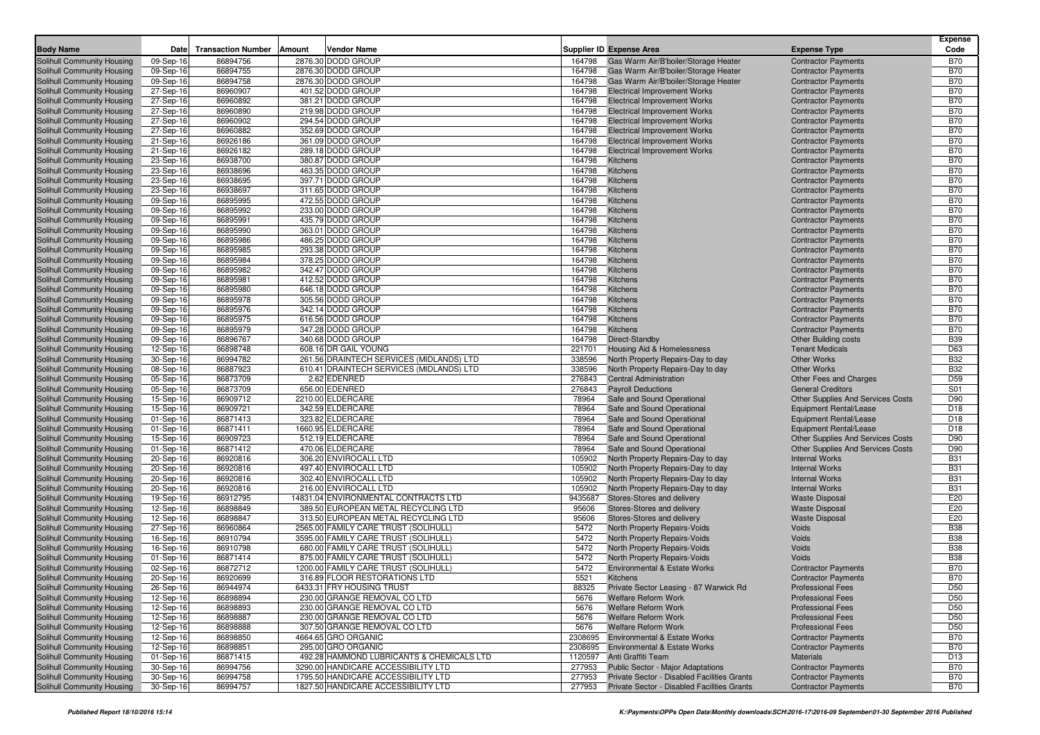| Body Name | Date | Transaction Number | Amount | Vendor Name | Supplier ID | Expense Area | Expense Type | Expense Code |
|---|---|---|---|---|---|---|---|---|
| Solihull Community Housing | 09-Sep-16 | 86894756 | 2876.30 | DODD GROUP | 164798 | Gas Warm Air/B'boiler/Storage Heater | Contractor Payments | B70 |
| Solihull Community Housing | 09-Sep-16 | 86894755 | 2876.30 | DODD GROUP | 164798 | Gas Warm Air/B'boiler/Storage Heater | Contractor Payments | B70 |
| Solihull Community Housing | 09-Sep-16 | 86894758 | 2876.30 | DODD GROUP | 164798 | Gas Warm Air/B'boiler/Storage Heater | Contractor Payments | B70 |
| Solihull Community Housing | 27-Sep-16 | 86960907 | 401.52 | DODD GROUP | 164798 | Electrical Improvement Works | Contractor Payments | B70 |
| Solihull Community Housing | 27-Sep-16 | 86960892 | 381.21 | DODD GROUP | 164798 | Electrical Improvement Works | Contractor Payments | B70 |
| Solihull Community Housing | 27-Sep-16 | 86960890 | 219.98 | DODD GROUP | 164798 | Electrical Improvement Works | Contractor Payments | B70 |
| Solihull Community Housing | 27-Sep-16 | 86960902 | 294.54 | DODD GROUP | 164798 | Electrical Improvement Works | Contractor Payments | B70 |
| Solihull Community Housing | 27-Sep-16 | 86960882 | 352.69 | DODD GROUP | 164798 | Electrical Improvement Works | Contractor Payments | B70 |
| Solihull Community Housing | 21-Sep-16 | 86926186 | 361.09 | DODD GROUP | 164798 | Electrical Improvement Works | Contractor Payments | B70 |
| Solihull Community Housing | 21-Sep-16 | 86926182 | 289.18 | DODD GROUP | 164798 | Electrical Improvement Works | Contractor Payments | B70 |
| Solihull Community Housing | 23-Sep-16 | 86938700 | 380.87 | DODD GROUP | 164798 | Kitchens | Contractor Payments | B70 |
| Solihull Community Housing | 23-Sep-16 | 86938696 | 463.35 | DODD GROUP | 164798 | Kitchens | Contractor Payments | B70 |
| Solihull Community Housing | 23-Sep-16 | 86938695 | 397.71 | DODD GROUP | 164798 | Kitchens | Contractor Payments | B70 |
| Solihull Community Housing | 23-Sep-16 | 86938697 | 311.65 | DODD GROUP | 164798 | Kitchens | Contractor Payments | B70 |
| Solihull Community Housing | 09-Sep-16 | 86895995 | 472.55 | DODD GROUP | 164798 | Kitchens | Contractor Payments | B70 |
| Solihull Community Housing | 09-Sep-16 | 86895992 | 233.00 | DODD GROUP | 164798 | Kitchens | Contractor Payments | B70 |
| Solihull Community Housing | 09-Sep-16 | 86895991 | 435.79 | DODD GROUP | 164798 | Kitchens | Contractor Payments | B70 |
| Solihull Community Housing | 09-Sep-16 | 86895990 | 363.01 | DODD GROUP | 164798 | Kitchens | Contractor Payments | B70 |
| Solihull Community Housing | 09-Sep-16 | 86895986 | 486.25 | DODD GROUP | 164798 | Kitchens | Contractor Payments | B70 |
| Solihull Community Housing | 09-Sep-16 | 86895985 | 293.38 | DODD GROUP | 164798 | Kitchens | Contractor Payments | B70 |
| Solihull Community Housing | 09-Sep-16 | 86895984 | 378.25 | DODD GROUP | 164798 | Kitchens | Contractor Payments | B70 |
| Solihull Community Housing | 09-Sep-16 | 86895982 | 342.47 | DODD GROUP | 164798 | Kitchens | Contractor Payments | B70 |
| Solihull Community Housing | 09-Sep-16 | 86895981 | 412.52 | DODD GROUP | 164798 | Kitchens | Contractor Payments | B70 |
| Solihull Community Housing | 09-Sep-16 | 86895980 | 646.18 | DODD GROUP | 164798 | Kitchens | Contractor Payments | B70 |
| Solihull Community Housing | 09-Sep-16 | 86895978 | 305.56 | DODD GROUP | 164798 | Kitchens | Contractor Payments | B70 |
| Solihull Community Housing | 09-Sep-16 | 86895976 | 342.14 | DODD GROUP | 164798 | Kitchens | Contractor Payments | B70 |
| Solihull Community Housing | 09-Sep-16 | 86895975 | 616.56 | DODD GROUP | 164798 | Kitchens | Contractor Payments | B70 |
| Solihull Community Housing | 09-Sep-16 | 86895979 | 347.28 | DODD GROUP | 164798 | Kitchens | Contractor Payments | B70 |
| Solihull Community Housing | 09-Sep-16 | 86896767 | 340.68 | DODD GROUP | 164798 | Direct-Standby | Other Building costs | B39 |
| Solihull Community Housing | 12-Sep-16 | 86898748 | 608.16 | DR GAIL YOUNG | 221701 | Housing Aid & Homelessness | Tenant Medicals | D63 |
| Solihull Community Housing | 30-Sep-16 | 86994782 | 261.56 | DRAINTECH SERVICES (MIDLANDS) LTD | 338596 | North Property Repairs-Day to day | Other Works | B32 |
| Solihull Community Housing | 08-Sep-16 | 86887923 | 610.41 | DRAINTECH SERVICES (MIDLANDS) LTD | 338596 | North Property Repairs-Day to day | Other Works | B32 |
| Solihull Community Housing | 05-Sep-16 | 86873709 | 2.62 | EDENRED | 276843 | Central Administration | Other Fees and Charges | D59 |
| Solihull Community Housing | 05-Sep-16 | 86873709 | 656.00 | EDENRED | 276843 | Payroll Deductions | General Creditors | S01 |
| Solihull Community Housing | 15-Sep-16 | 86909712 | 2210.00 | ELDERCARE | 78964 | Safe and Sound Operational | Other Supplies And Services Costs | D90 |
| Solihull Community Housing | 15-Sep-16 | 86909721 | 342.59 | ELDERCARE | 78964 | Safe and Sound Operational | Equipment Rental/Lease | D18 |
| Solihull Community Housing | 01-Sep-16 | 86871413 | 323.82 | ELDERCARE | 78964 | Safe and Sound Operational | Equipment Rental/Lease | D18 |
| Solihull Community Housing | 01-Sep-16 | 86871411 | 1660.95 | ELDERCARE | 78964 | Safe and Sound Operational | Equipment Rental/Lease | D18 |
| Solihull Community Housing | 15-Sep-16 | 86909723 | 512.19 | ELDERCARE | 78964 | Safe and Sound Operational | Other Supplies And Services Costs | D90 |
| Solihull Community Housing | 01-Sep-16 | 86871412 | 470.06 | ELDERCARE | 78964 | Safe and Sound Operational | Other Supplies And Services Costs | D90 |
| Solihull Community Housing | 20-Sep-16 | 86920816 | 306.20 | ENVIROCALL LTD | 105902 | North Property Repairs-Day to day | Internal Works | B31 |
| Solihull Community Housing | 20-Sep-16 | 86920816 | 497.40 | ENVIROCALL LTD | 105902 | North Property Repairs-Day to day | Internal Works | B31 |
| Solihull Community Housing | 20-Sep-16 | 86920816 | 302.40 | ENVIROCALL LTD | 105902 | North Property Repairs-Day to day | Internal Works | B31 |
| Solihull Community Housing | 20-Sep-16 | 86920816 | 216.00 | ENVIROCALL LTD | 105902 | North Property Repairs-Day to day | Internal Works | B31 |
| Solihull Community Housing | 19-Sep-16 | 86912795 | 14831.04 | ENVIRONMENTAL CONTRACTS LTD | 9435687 | Stores-Stores and delivery | Waste Disposal | E20 |
| Solihull Community Housing | 12-Sep-16 | 86898849 | 389.50 | EUROPEAN METAL RECYCLING LTD | 95606 | Stores-Stores and delivery | Waste Disposal | E20 |
| Solihull Community Housing | 12-Sep-16 | 86898847 | 313.50 | EUROPEAN METAL RECYCLING LTD | 95606 | Stores-Stores and delivery | Waste Disposal | E20 |
| Solihull Community Housing | 27-Sep-16 | 86960864 | 2565.00 | FAMILY CARE TRUST (SOLIHULL) | 5472 | North Property Repairs-Voids | Voids | B38 |
| Solihull Community Housing | 16-Sep-16 | 86910794 | 3595.00 | FAMILY CARE TRUST (SOLIHULL) | 5472 | North Property Repairs-Voids | Voids | B38 |
| Solihull Community Housing | 16-Sep-16 | 86910798 | 680.00 | FAMILY CARE TRUST (SOLIHULL) | 5472 | North Property Repairs-Voids | Voids | B38 |
| Solihull Community Housing | 01-Sep-16 | 86871414 | 875.00 | FAMILY CARE TRUST (SOLIHULL) | 5472 | North Property Repairs-Voids | Voids | B38 |
| Solihull Community Housing | 02-Sep-16 | 86872712 | 1200.00 | FAMILY CARE TRUST (SOLIHULL) | 5472 | Environmental & Estate Works | Contractor Payments | B70 |
| Solihull Community Housing | 20-Sep-16 | 86920699 | 316.89 | FLOOR RESTORATIONS LTD | 5521 | Kitchens | Contractor Payments | B70 |
| Solihull Community Housing | 26-Sep-16 | 86944974 | 6433.31 | FRY HOUSING TRUST | 88325 | Private Sector Leasing - 87 Warwick Rd | Professional Fees | D50 |
| Solihull Community Housing | 12-Sep-16 | 86898894 | 230.00 | GRANGE REMOVAL CO LTD | 5676 | Welfare Reform Work | Professional Fees | D50 |
| Solihull Community Housing | 12-Sep-16 | 86898893 | 230.00 | GRANGE REMOVAL CO LTD | 5676 | Welfare Reform Work | Professional Fees | D50 |
| Solihull Community Housing | 12-Sep-16 | 86898887 | 230.00 | GRANGE REMOVAL CO LTD | 5676 | Welfare Reform Work | Professional Fees | D50 |
| Solihull Community Housing | 12-Sep-16 | 86898888 | 307.50 | GRANGE REMOVAL CO LTD | 5676 | Welfare Reform Work | Professional Fees | D50 |
| Solihull Community Housing | 12-Sep-16 | 86898850 | 4664.65 | GRO ORGANIC | 2308695 | Environmental & Estate Works | Contractor Payments | B70 |
| Solihull Community Housing | 12-Sep-16 | 86898851 | 295.00 | GRO ORGANIC | 2308695 | Environmental & Estate Works | Contractor Payments | B70 |
| Solihull Community Housing | 01-Sep-16 | 86871415 | 492.28 | HAMMOND LUBRICANTS & CHEMICALS LTD | 1120597 | Anti Graffiti Team | Materials | D13 |
| Solihull Community Housing | 30-Sep-16 | 86994756 | 3290.00 | HANDICARE ACCESSIBILITY LTD | 277953 | Public Sector - Major Adaptations | Contractor Payments | B70 |
| Solihull Community Housing | 30-Sep-16 | 86994758 | 1795.50 | HANDICARE ACCESSIBILITY LTD | 277953 | Private Sector - Disabled Facilities Grants | Contractor Payments | B70 |
| Solihull Community Housing | 30-Sep-16 | 86994757 | 1827.50 | HANDICARE ACCESSIBILITY LTD | 277953 | Private Sector - Disabled Facilities Grants | Contractor Payments | B70 |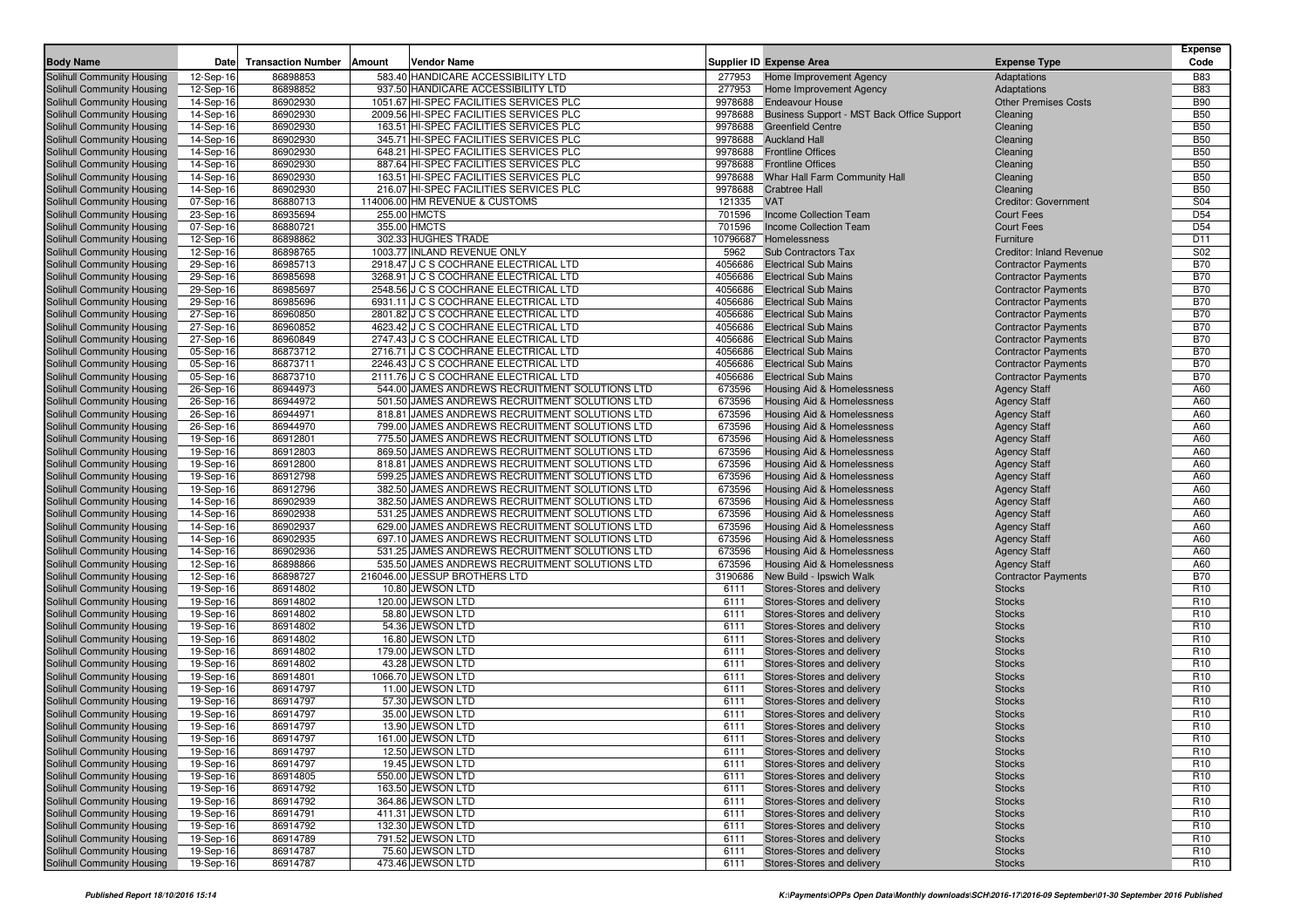| Body Name | Date | Transaction Number | Amount | Vendor Name | Supplier ID | Expense Area | Expense Type | Expense Code |
|---|---|---|---|---|---|---|---|---|
| Solihull Community Housing | 12-Sep-16 | 86898853 | 583.40 | HANDICARE ACCESSIBILITY LTD | 277953 | Home Improvement Agency | Adaptations | B83 |
| Solihull Community Housing | 12-Sep-16 | 86898852 | 937.50 | HANDICARE ACCESSIBILITY LTD | 277953 | Home Improvement Agency | Adaptations | B83 |
| Solihull Community Housing | 14-Sep-16 | 86902930 | 1051.67 | HI-SPEC FACILITIES SERVICES PLC | 9978688 | Endeavour House | Other Premises Costs | B90 |
| Solihull Community Housing | 14-Sep-16 | 86902930 | 2009.56 | HI-SPEC FACILITIES SERVICES PLC | 9978688 | Business Support - MST Back Office Support | Cleaning | B50 |
| Solihull Community Housing | 14-Sep-16 | 86902930 | 163.51 | HI-SPEC FACILITIES SERVICES PLC | 9978688 | Greenfield Centre | Cleaning | B50 |
| Solihull Community Housing | 14-Sep-16 | 86902930 | 345.71 | HI-SPEC FACILITIES SERVICES PLC | 9978688 | Auckland Hall | Cleaning | B50 |
| Solihull Community Housing | 14-Sep-16 | 86902930 | 648.21 | HI-SPEC FACILITIES SERVICES PLC | 9978688 | Frontline Offices | Cleaning | B50 |
| Solihull Community Housing | 14-Sep-16 | 86902930 | 887.64 | HI-SPEC FACILITIES SERVICES PLC | 9978688 | Frontline Offices | Cleaning | B50 |
| Solihull Community Housing | 14-Sep-16 | 86902930 | 163.51 | HI-SPEC FACILITIES SERVICES PLC | 9978688 | Whar Hall Farm Community Hall | Cleaning | B50 |
| Solihull Community Housing | 14-Sep-16 | 86902930 | 216.07 | HI-SPEC FACILITIES SERVICES PLC | 9978688 | Crabtree Hall | Cleaning | B50 |
| Solihull Community Housing | 07-Sep-16 | 86880713 | 114006.00 | HM REVENUE & CUSTOMS | 121335 | VAT | Creditor: Government | S04 |
| Solihull Community Housing | 23-Sep-16 | 86935694 | 255.00 | HMCTS | 701596 | Income Collection Team | Court Fees | D54 |
| Solihull Community Housing | 07-Sep-16 | 86880721 | 355.00 | HMCTS | 701596 | Income Collection Team | Court Fees | D54 |
| Solihull Community Housing | 12-Sep-16 | 86898862 | 302.33 | HUGHES TRADE | 10796687 | Homelessness | Furniture | D11 |
| Solihull Community Housing | 12-Sep-16 | 86898765 | 1003.77 | INLAND REVENUE ONLY | 5962 | Sub Contractors Tax | Creditor: Inland Revenue | S02 |
| Solihull Community Housing | 29-Sep-16 | 86985713 | 2918.47 | J C S COCHRANE ELECTRICAL LTD | 4056686 | Electrical Sub Mains | Contractor Payments | B70 |
| Solihull Community Housing | 29-Sep-16 | 86985698 | 3268.91 | J C S COCHRANE ELECTRICAL LTD | 4056686 | Electrical Sub Mains | Contractor Payments | B70 |
| Solihull Community Housing | 29-Sep-16 | 86985697 | 2548.56 | J C S COCHRANE ELECTRICAL LTD | 4056686 | Electrical Sub Mains | Contractor Payments | B70 |
| Solihull Community Housing | 29-Sep-16 | 86985696 | 6931.11 | J C S COCHRANE ELECTRICAL LTD | 4056686 | Electrical Sub Mains | Contractor Payments | B70 |
| Solihull Community Housing | 27-Sep-16 | 86960850 | 2801.82 | J C S COCHRANE ELECTRICAL LTD | 4056686 | Electrical Sub Mains | Contractor Payments | B70 |
| Solihull Community Housing | 27-Sep-16 | 86960852 | 4623.42 | J C S COCHRANE ELECTRICAL LTD | 4056686 | Electrical Sub Mains | Contractor Payments | B70 |
| Solihull Community Housing | 27-Sep-16 | 86960849 | 2747.43 | J C S COCHRANE ELECTRICAL LTD | 4056686 | Electrical Sub Mains | Contractor Payments | B70 |
| Solihull Community Housing | 05-Sep-16 | 86873712 | 2716.71 | J C S COCHRANE ELECTRICAL LTD | 4056686 | Electrical Sub Mains | Contractor Payments | B70 |
| Solihull Community Housing | 05-Sep-16 | 86873711 | 2246.43 | J C S COCHRANE ELECTRICAL LTD | 4056686 | Electrical Sub Mains | Contractor Payments | B70 |
| Solihull Community Housing | 05-Sep-16 | 86873710 | 2111.76 | J C S COCHRANE ELECTRICAL LTD | 4056686 | Electrical Sub Mains | Contractor Payments | B70 |
| Solihull Community Housing | 26-Sep-16 | 86944973 | 544.00 | JAMES ANDREWS RECRUITMENT SOLUTIONS LTD | 673596 | Housing Aid & Homelessness | Agency Staff | A60 |
| Solihull Community Housing | 26-Sep-16 | 86944972 | 501.50 | JAMES ANDREWS RECRUITMENT SOLUTIONS LTD | 673596 | Housing Aid & Homelessness | Agency Staff | A60 |
| Solihull Community Housing | 26-Sep-16 | 86944971 | 818.81 | JAMES ANDREWS RECRUITMENT SOLUTIONS LTD | 673596 | Housing Aid & Homelessness | Agency Staff | A60 |
| Solihull Community Housing | 26-Sep-16 | 86944970 | 799.00 | JAMES ANDREWS RECRUITMENT SOLUTIONS LTD | 673596 | Housing Aid & Homelessness | Agency Staff | A60 |
| Solihull Community Housing | 19-Sep-16 | 86912801 | 775.50 | JAMES ANDREWS RECRUITMENT SOLUTIONS LTD | 673596 | Housing Aid & Homelessness | Agency Staff | A60 |
| Solihull Community Housing | 19-Sep-16 | 86912803 | 869.50 | JAMES ANDREWS RECRUITMENT SOLUTIONS LTD | 673596 | Housing Aid & Homelessness | Agency Staff | A60 |
| Solihull Community Housing | 19-Sep-16 | 86912800 | 818.81 | JAMES ANDREWS RECRUITMENT SOLUTIONS LTD | 673596 | Housing Aid & Homelessness | Agency Staff | A60 |
| Solihull Community Housing | 19-Sep-16 | 86912798 | 599.25 | JAMES ANDREWS RECRUITMENT SOLUTIONS LTD | 673596 | Housing Aid & Homelessness | Agency Staff | A60 |
| Solihull Community Housing | 19-Sep-16 | 86912796 | 382.50 | JAMES ANDREWS RECRUITMENT SOLUTIONS LTD | 673596 | Housing Aid & Homelessness | Agency Staff | A60 |
| Solihull Community Housing | 14-Sep-16 | 86902939 | 382.50 | JAMES ANDREWS RECRUITMENT SOLUTIONS LTD | 673596 | Housing Aid & Homelessness | Agency Staff | A60 |
| Solihull Community Housing | 14-Sep-16 | 86902938 | 531.25 | JAMES ANDREWS RECRUITMENT SOLUTIONS LTD | 673596 | Housing Aid & Homelessness | Agency Staff | A60 |
| Solihull Community Housing | 14-Sep-16 | 86902937 | 629.00 | JAMES ANDREWS RECRUITMENT SOLUTIONS LTD | 673596 | Housing Aid & Homelessness | Agency Staff | A60 |
| Solihull Community Housing | 14-Sep-16 | 86902935 | 697.10 | JAMES ANDREWS RECRUITMENT SOLUTIONS LTD | 673596 | Housing Aid & Homelessness | Agency Staff | A60 |
| Solihull Community Housing | 14-Sep-16 | 86902936 | 531.25 | JAMES ANDREWS RECRUITMENT SOLUTIONS LTD | 673596 | Housing Aid & Homelessness | Agency Staff | A60 |
| Solihull Community Housing | 12-Sep-16 | 86898866 | 535.50 | JAMES ANDREWS RECRUITMENT SOLUTIONS LTD | 673596 | Housing Aid & Homelessness | Agency Staff | A60 |
| Solihull Community Housing | 12-Sep-16 | 86898727 | 216046.00 | JESSUP BROTHERS LTD | 3190686 | New Build - Ipswich Walk | Contractor Payments | B70 |
| Solihull Community Housing | 19-Sep-16 | 86914802 | 10.80 | JEWSON LTD | 6111 | Stores-Stores and delivery | Stocks | R10 |
| Solihull Community Housing | 19-Sep-16 | 86914802 | 120.00 | JEWSON LTD | 6111 | Stores-Stores and delivery | Stocks | R10 |
| Solihull Community Housing | 19-Sep-16 | 86914802 | 58.80 | JEWSON LTD | 6111 | Stores-Stores and delivery | Stocks | R10 |
| Solihull Community Housing | 19-Sep-16 | 86914802 | 54.36 | JEWSON LTD | 6111 | Stores-Stores and delivery | Stocks | R10 |
| Solihull Community Housing | 19-Sep-16 | 86914802 | 16.80 | JEWSON LTD | 6111 | Stores-Stores and delivery | Stocks | R10 |
| Solihull Community Housing | 19-Sep-16 | 86914802 | 179.00 | JEWSON LTD | 6111 | Stores-Stores and delivery | Stocks | R10 |
| Solihull Community Housing | 19-Sep-16 | 86914802 | 43.28 | JEWSON LTD | 6111 | Stores-Stores and delivery | Stocks | R10 |
| Solihull Community Housing | 19-Sep-16 | 86914801 | 1066.70 | JEWSON LTD | 6111 | Stores-Stores and delivery | Stocks | R10 |
| Solihull Community Housing | 19-Sep-16 | 86914797 | 11.00 | JEWSON LTD | 6111 | Stores-Stores and delivery | Stocks | R10 |
| Solihull Community Housing | 19-Sep-16 | 86914797 | 57.30 | JEWSON LTD | 6111 | Stores-Stores and delivery | Stocks | R10 |
| Solihull Community Housing | 19-Sep-16 | 86914797 | 35.00 | JEWSON LTD | 6111 | Stores-Stores and delivery | Stocks | R10 |
| Solihull Community Housing | 19-Sep-16 | 86914797 | 13.90 | JEWSON LTD | 6111 | Stores-Stores and delivery | Stocks | R10 |
| Solihull Community Housing | 19-Sep-16 | 86914797 | 161.00 | JEWSON LTD | 6111 | Stores-Stores and delivery | Stocks | R10 |
| Solihull Community Housing | 19-Sep-16 | 86914797 | 12.50 | JEWSON LTD | 6111 | Stores-Stores and delivery | Stocks | R10 |
| Solihull Community Housing | 19-Sep-16 | 86914797 | 19.45 | JEWSON LTD | 6111 | Stores-Stores and delivery | Stocks | R10 |
| Solihull Community Housing | 19-Sep-16 | 86914805 | 550.00 | JEWSON LTD | 6111 | Stores-Stores and delivery | Stocks | R10 |
| Solihull Community Housing | 19-Sep-16 | 86914792 | 163.50 | JEWSON LTD | 6111 | Stores-Stores and delivery | Stocks | R10 |
| Solihull Community Housing | 19-Sep-16 | 86914792 | 364.86 | JEWSON LTD | 6111 | Stores-Stores and delivery | Stocks | R10 |
| Solihull Community Housing | 19-Sep-16 | 86914791 | 411.31 | JEWSON LTD | 6111 | Stores-Stores and delivery | Stocks | R10 |
| Solihull Community Housing | 19-Sep-16 | 86914792 | 132.30 | JEWSON LTD | 6111 | Stores-Stores and delivery | Stocks | R10 |
| Solihull Community Housing | 19-Sep-16 | 86914789 | 791.52 | JEWSON LTD | 6111 | Stores-Stores and delivery | Stocks | R10 |
| Solihull Community Housing | 19-Sep-16 | 86914787 | 75.60 | JEWSON LTD | 6111 | Stores-Stores and delivery | Stocks | R10 |
| Solihull Community Housing | 19-Sep-16 | 86914787 | 473.46 | JEWSON LTD | 6111 | Stores-Stores and delivery | Stocks | R10 |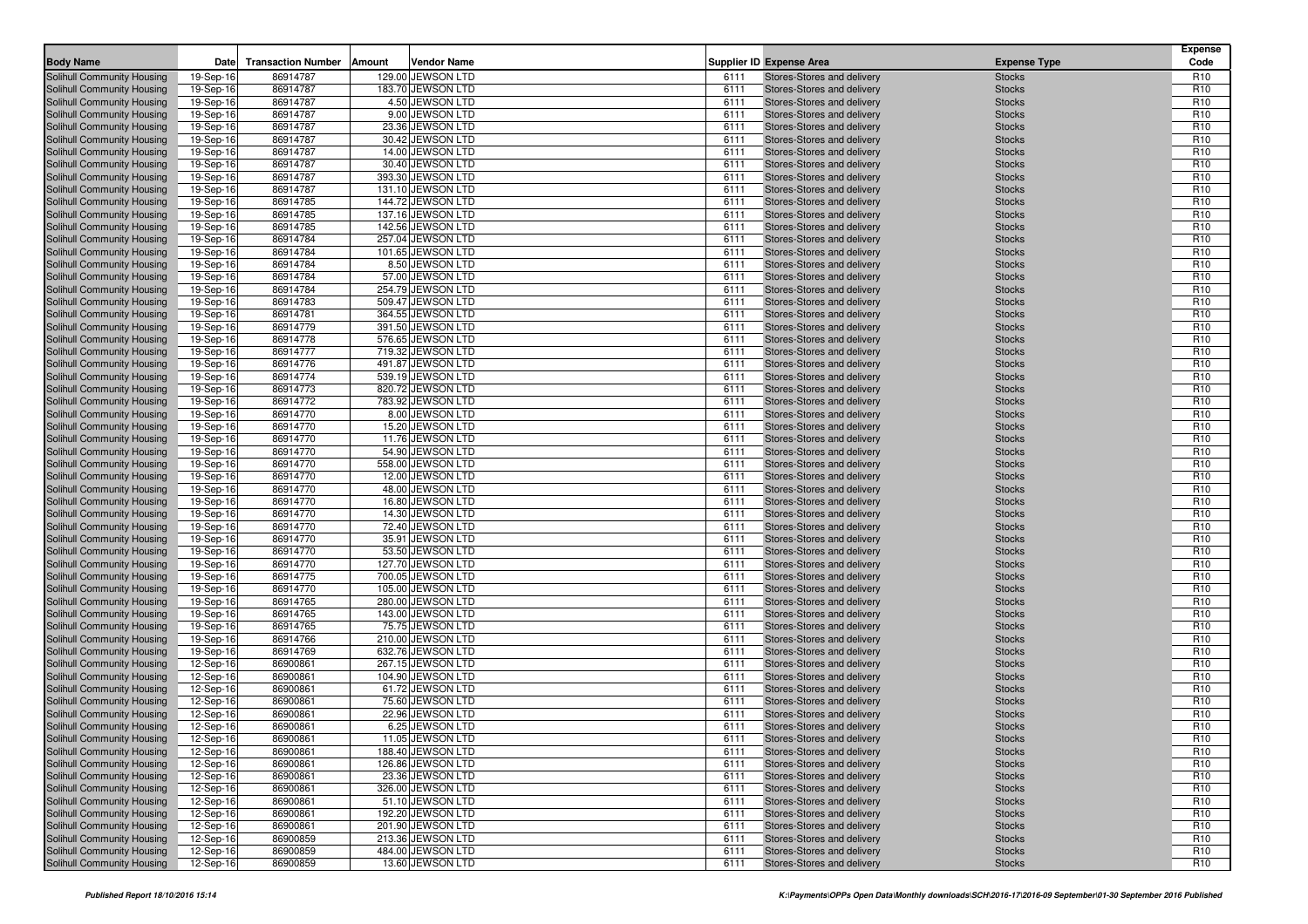| Body Name | Date | Transaction Number | Amount | Vendor Name | Supplier ID | Expense Area | Expense Type | Expense Code |
|---|---|---|---|---|---|---|---|---|
| Solihull Community Housing | 19-Sep-16 | 86914787 | 129.00 | JEWSON LTD | 6111 | Stores-Stores and delivery | Stocks | R10 |
| Solihull Community Housing | 19-Sep-16 | 86914787 | 183.70 | JEWSON LTD | 6111 | Stores-Stores and delivery | Stocks | R10 |
| Solihull Community Housing | 19-Sep-16 | 86914787 | 4.50 | JEWSON LTD | 6111 | Stores-Stores and delivery | Stocks | R10 |
| Solihull Community Housing | 19-Sep-16 | 86914787 | 9.00 | JEWSON LTD | 6111 | Stores-Stores and delivery | Stocks | R10 |
| Solihull Community Housing | 19-Sep-16 | 86914787 | 23.36 | JEWSON LTD | 6111 | Stores-Stores and delivery | Stocks | R10 |
| Solihull Community Housing | 19-Sep-16 | 86914787 | 30.42 | JEWSON LTD | 6111 | Stores-Stores and delivery | Stocks | R10 |
| Solihull Community Housing | 19-Sep-16 | 86914787 | 14.00 | JEWSON LTD | 6111 | Stores-Stores and delivery | Stocks | R10 |
| Solihull Community Housing | 19-Sep-16 | 86914787 | 30.40 | JEWSON LTD | 6111 | Stores-Stores and delivery | Stocks | R10 |
| Solihull Community Housing | 19-Sep-16 | 86914787 | 393.30 | JEWSON LTD | 6111 | Stores-Stores and delivery | Stocks | R10 |
| Solihull Community Housing | 19-Sep-16 | 86914787 | 131.10 | JEWSON LTD | 6111 | Stores-Stores and delivery | Stocks | R10 |
| Solihull Community Housing | 19-Sep-16 | 86914785 | 144.72 | JEWSON LTD | 6111 | Stores-Stores and delivery | Stocks | R10 |
| Solihull Community Housing | 19-Sep-16 | 86914785 | 137.16 | JEWSON LTD | 6111 | Stores-Stores and delivery | Stocks | R10 |
| Solihull Community Housing | 19-Sep-16 | 86914785 | 142.56 | JEWSON LTD | 6111 | Stores-Stores and delivery | Stocks | R10 |
| Solihull Community Housing | 19-Sep-16 | 86914784 | 257.04 | JEWSON LTD | 6111 | Stores-Stores and delivery | Stocks | R10 |
| Solihull Community Housing | 19-Sep-16 | 86914784 | 101.65 | JEWSON LTD | 6111 | Stores-Stores and delivery | Stocks | R10 |
| Solihull Community Housing | 19-Sep-16 | 86914784 | 8.50 | JEWSON LTD | 6111 | Stores-Stores and delivery | Stocks | R10 |
| Solihull Community Housing | 19-Sep-16 | 86914784 | 57.00 | JEWSON LTD | 6111 | Stores-Stores and delivery | Stocks | R10 |
| Solihull Community Housing | 19-Sep-16 | 86914784 | 254.79 | JEWSON LTD | 6111 | Stores-Stores and delivery | Stocks | R10 |
| Solihull Community Housing | 19-Sep-16 | 86914783 | 509.47 | JEWSON LTD | 6111 | Stores-Stores and delivery | Stocks | R10 |
| Solihull Community Housing | 19-Sep-16 | 86914781 | 364.55 | JEWSON LTD | 6111 | Stores-Stores and delivery | Stocks | R10 |
| Solihull Community Housing | 19-Sep-16 | 86914779 | 391.50 | JEWSON LTD | 6111 | Stores-Stores and delivery | Stocks | R10 |
| Solihull Community Housing | 19-Sep-16 | 86914778 | 576.65 | JEWSON LTD | 6111 | Stores-Stores and delivery | Stocks | R10 |
| Solihull Community Housing | 19-Sep-16 | 86914777 | 719.32 | JEWSON LTD | 6111 | Stores-Stores and delivery | Stocks | R10 |
| Solihull Community Housing | 19-Sep-16 | 86914776 | 491.87 | JEWSON LTD | 6111 | Stores-Stores and delivery | Stocks | R10 |
| Solihull Community Housing | 19-Sep-16 | 86914774 | 539.19 | JEWSON LTD | 6111 | Stores-Stores and delivery | Stocks | R10 |
| Solihull Community Housing | 19-Sep-16 | 86914773 | 820.72 | JEWSON LTD | 6111 | Stores-Stores and delivery | Stocks | R10 |
| Solihull Community Housing | 19-Sep-16 | 86914772 | 783.92 | JEWSON LTD | 6111 | Stores-Stores and delivery | Stocks | R10 |
| Solihull Community Housing | 19-Sep-16 | 86914770 | 8.00 | JEWSON LTD | 6111 | Stores-Stores and delivery | Stocks | R10 |
| Solihull Community Housing | 19-Sep-16 | 86914770 | 15.20 | JEWSON LTD | 6111 | Stores-Stores and delivery | Stocks | R10 |
| Solihull Community Housing | 19-Sep-16 | 86914770 | 11.76 | JEWSON LTD | 6111 | Stores-Stores and delivery | Stocks | R10 |
| Solihull Community Housing | 19-Sep-16 | 86914770 | 54.90 | JEWSON LTD | 6111 | Stores-Stores and delivery | Stocks | R10 |
| Solihull Community Housing | 19-Sep-16 | 86914770 | 558.00 | JEWSON LTD | 6111 | Stores-Stores and delivery | Stocks | R10 |
| Solihull Community Housing | 19-Sep-16 | 86914770 | 12.00 | JEWSON LTD | 6111 | Stores-Stores and delivery | Stocks | R10 |
| Solihull Community Housing | 19-Sep-16 | 86914770 | 48.00 | JEWSON LTD | 6111 | Stores-Stores and delivery | Stocks | R10 |
| Solihull Community Housing | 19-Sep-16 | 86914770 | 16.80 | JEWSON LTD | 6111 | Stores-Stores and delivery | Stocks | R10 |
| Solihull Community Housing | 19-Sep-16 | 86914770 | 14.30 | JEWSON LTD | 6111 | Stores-Stores and delivery | Stocks | R10 |
| Solihull Community Housing | 19-Sep-16 | 86914770 | 72.40 | JEWSON LTD | 6111 | Stores-Stores and delivery | Stocks | R10 |
| Solihull Community Housing | 19-Sep-16 | 86914770 | 35.91 | JEWSON LTD | 6111 | Stores-Stores and delivery | Stocks | R10 |
| Solihull Community Housing | 19-Sep-16 | 86914770 | 53.50 | JEWSON LTD | 6111 | Stores-Stores and delivery | Stocks | R10 |
| Solihull Community Housing | 19-Sep-16 | 86914770 | 127.70 | JEWSON LTD | 6111 | Stores-Stores and delivery | Stocks | R10 |
| Solihull Community Housing | 19-Sep-16 | 86914775 | 700.05 | JEWSON LTD | 6111 | Stores-Stores and delivery | Stocks | R10 |
| Solihull Community Housing | 19-Sep-16 | 86914770 | 105.00 | JEWSON LTD | 6111 | Stores-Stores and delivery | Stocks | R10 |
| Solihull Community Housing | 19-Sep-16 | 86914765 | 280.00 | JEWSON LTD | 6111 | Stores-Stores and delivery | Stocks | R10 |
| Solihull Community Housing | 19-Sep-16 | 86914765 | 143.00 | JEWSON LTD | 6111 | Stores-Stores and delivery | Stocks | R10 |
| Solihull Community Housing | 19-Sep-16 | 86914765 | 75.75 | JEWSON LTD | 6111 | Stores-Stores and delivery | Stocks | R10 |
| Solihull Community Housing | 19-Sep-16 | 86914766 | 210.00 | JEWSON LTD | 6111 | Stores-Stores and delivery | Stocks | R10 |
| Solihull Community Housing | 19-Sep-16 | 86914769 | 632.76 | JEWSON LTD | 6111 | Stores-Stores and delivery | Stocks | R10 |
| Solihull Community Housing | 12-Sep-16 | 86900861 | 267.15 | JEWSON LTD | 6111 | Stores-Stores and delivery | Stocks | R10 |
| Solihull Community Housing | 12-Sep-16 | 86900861 | 104.90 | JEWSON LTD | 6111 | Stores-Stores and delivery | Stocks | R10 |
| Solihull Community Housing | 12-Sep-16 | 86900861 | 61.72 | JEWSON LTD | 6111 | Stores-Stores and delivery | Stocks | R10 |
| Solihull Community Housing | 12-Sep-16 | 86900861 | 75.60 | JEWSON LTD | 6111 | Stores-Stores and delivery | Stocks | R10 |
| Solihull Community Housing | 12-Sep-16 | 86900861 | 22.96 | JEWSON LTD | 6111 | Stores-Stores and delivery | Stocks | R10 |
| Solihull Community Housing | 12-Sep-16 | 86900861 | 6.25 | JEWSON LTD | 6111 | Stores-Stores and delivery | Stocks | R10 |
| Solihull Community Housing | 12-Sep-16 | 86900861 | 11.05 | JEWSON LTD | 6111 | Stores-Stores and delivery | Stocks | R10 |
| Solihull Community Housing | 12-Sep-16 | 86900861 | 188.40 | JEWSON LTD | 6111 | Stores-Stores and delivery | Stocks | R10 |
| Solihull Community Housing | 12-Sep-16 | 86900861 | 126.86 | JEWSON LTD | 6111 | Stores-Stores and delivery | Stocks | R10 |
| Solihull Community Housing | 12-Sep-16 | 86900861 | 23.36 | JEWSON LTD | 6111 | Stores-Stores and delivery | Stocks | R10 |
| Solihull Community Housing | 12-Sep-16 | 86900861 | 326.00 | JEWSON LTD | 6111 | Stores-Stores and delivery | Stocks | R10 |
| Solihull Community Housing | 12-Sep-16 | 86900861 | 51.10 | JEWSON LTD | 6111 | Stores-Stores and delivery | Stocks | R10 |
| Solihull Community Housing | 12-Sep-16 | 86900861 | 192.20 | JEWSON LTD | 6111 | Stores-Stores and delivery | Stocks | R10 |
| Solihull Community Housing | 12-Sep-16 | 86900861 | 201.90 | JEWSON LTD | 6111 | Stores-Stores and delivery | Stocks | R10 |
| Solihull Community Housing | 12-Sep-16 | 86900859 | 213.36 | JEWSON LTD | 6111 | Stores-Stores and delivery | Stocks | R10 |
| Solihull Community Housing | 12-Sep-16 | 86900859 | 484.00 | JEWSON LTD | 6111 | Stores-Stores and delivery | Stocks | R10 |
| Solihull Community Housing | 12-Sep-16 | 86900859 | 13.60 | JEWSON LTD | 6111 | Stores-Stores and delivery | Stocks | R10 |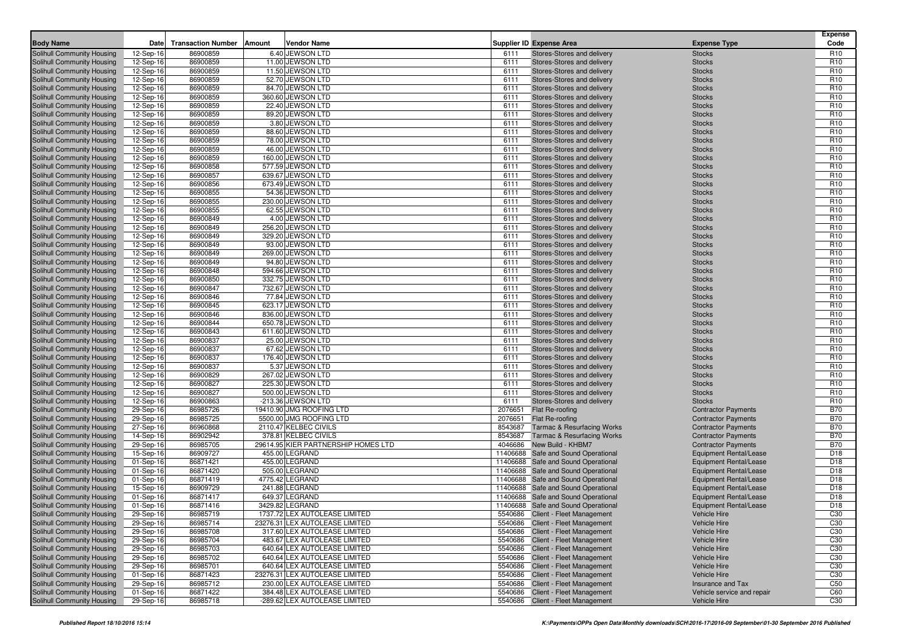| Body Name | Date | Transaction Number | Amount | Vendor Name | Supplier ID | Expense Area | Expense Type | Expense Code |
|---|---|---|---|---|---|---|---|---|
| Solihull Community Housing | 12-Sep-16 | 86900859 | 6.40 | JEWSON LTD | 6111 | Stores-Stores and delivery | Stocks | R10 |
| Solihull Community Housing | 12-Sep-16 | 86900859 | 11.00 | JEWSON LTD | 6111 | Stores-Stores and delivery | Stocks | R10 |
| Solihull Community Housing | 12-Sep-16 | 86900859 | 11.50 | JEWSON LTD | 6111 | Stores-Stores and delivery | Stocks | R10 |
| Solihull Community Housing | 12-Sep-16 | 86900859 | 52.70 | JEWSON LTD | 6111 | Stores-Stores and delivery | Stocks | R10 |
| Solihull Community Housing | 12-Sep-16 | 86900859 | 84.70 | JEWSON LTD | 6111 | Stores-Stores and delivery | Stocks | R10 |
| Solihull Community Housing | 12-Sep-16 | 86900859 | 360.60 | JEWSON LTD | 6111 | Stores-Stores and delivery | Stocks | R10 |
| Solihull Community Housing | 12-Sep-16 | 86900859 | 22.40 | JEWSON LTD | 6111 | Stores-Stores and delivery | Stocks | R10 |
| Solihull Community Housing | 12-Sep-16 | 86900859 | 89.20 | JEWSON LTD | 6111 | Stores-Stores and delivery | Stocks | R10 |
| Solihull Community Housing | 12-Sep-16 | 86900859 | 3.80 | JEWSON LTD | 6111 | Stores-Stores and delivery | Stocks | R10 |
| Solihull Community Housing | 12-Sep-16 | 86900859 | 88.60 | JEWSON LTD | 6111 | Stores-Stores and delivery | Stocks | R10 |
| Solihull Community Housing | 12-Sep-16 | 86900859 | 78.00 | JEWSON LTD | 6111 | Stores-Stores and delivery | Stocks | R10 |
| Solihull Community Housing | 12-Sep-16 | 86900859 | 46.00 | JEWSON LTD | 6111 | Stores-Stores and delivery | Stocks | R10 |
| Solihull Community Housing | 12-Sep-16 | 86900859 | 160.00 | JEWSON LTD | 6111 | Stores-Stores and delivery | Stocks | R10 |
| Solihull Community Housing | 12-Sep-16 | 86900858 | 577.59 | JEWSON LTD | 6111 | Stores-Stores and delivery | Stocks | R10 |
| Solihull Community Housing | 12-Sep-16 | 86900857 | 639.67 | JEWSON LTD | 6111 | Stores-Stores and delivery | Stocks | R10 |
| Solihull Community Housing | 12-Sep-16 | 86900856 | 673.49 | JEWSON LTD | 6111 | Stores-Stores and delivery | Stocks | R10 |
| Solihull Community Housing | 12-Sep-16 | 86900855 | 54.36 | JEWSON LTD | 6111 | Stores-Stores and delivery | Stocks | R10 |
| Solihull Community Housing | 12-Sep-16 | 86900855 | 230.00 | JEWSON LTD | 6111 | Stores-Stores and delivery | Stocks | R10 |
| Solihull Community Housing | 12-Sep-16 | 86900855 | 62.55 | JEWSON LTD | 6111 | Stores-Stores and delivery | Stocks | R10 |
| Solihull Community Housing | 12-Sep-16 | 86900849 | 4.00 | JEWSON LTD | 6111 | Stores-Stores and delivery | Stocks | R10 |
| Solihull Community Housing | 12-Sep-16 | 86900849 | 256.20 | JEWSON LTD | 6111 | Stores-Stores and delivery | Stocks | R10 |
| Solihull Community Housing | 12-Sep-16 | 86900849 | 329.20 | JEWSON LTD | 6111 | Stores-Stores and delivery | Stocks | R10 |
| Solihull Community Housing | 12-Sep-16 | 86900849 | 93.00 | JEWSON LTD | 6111 | Stores-Stores and delivery | Stocks | R10 |
| Solihull Community Housing | 12-Sep-16 | 86900849 | 269.00 | JEWSON LTD | 6111 | Stores-Stores and delivery | Stocks | R10 |
| Solihull Community Housing | 12-Sep-16 | 86900849 | 94.80 | JEWSON LTD | 6111 | Stores-Stores and delivery | Stocks | R10 |
| Solihull Community Housing | 12-Sep-16 | 86900848 | 594.66 | JEWSON LTD | 6111 | Stores-Stores and delivery | Stocks | R10 |
| Solihull Community Housing | 12-Sep-16 | 86900850 | 332.75 | JEWSON LTD | 6111 | Stores-Stores and delivery | Stocks | R10 |
| Solihull Community Housing | 12-Sep-16 | 86900847 | 732.67 | JEWSON LTD | 6111 | Stores-Stores and delivery | Stocks | R10 |
| Solihull Community Housing | 12-Sep-16 | 86900846 | 77.84 | JEWSON LTD | 6111 | Stores-Stores and delivery | Stocks | R10 |
| Solihull Community Housing | 12-Sep-16 | 86900845 | 623.17 | JEWSON LTD | 6111 | Stores-Stores and delivery | Stocks | R10 |
| Solihull Community Housing | 12-Sep-16 | 86900846 | 836.00 | JEWSON LTD | 6111 | Stores-Stores and delivery | Stocks | R10 |
| Solihull Community Housing | 12-Sep-16 | 86900844 | 650.78 | JEWSON LTD | 6111 | Stores-Stores and delivery | Stocks | R10 |
| Solihull Community Housing | 12-Sep-16 | 86900843 | 611.60 | JEWSON LTD | 6111 | Stores-Stores and delivery | Stocks | R10 |
| Solihull Community Housing | 12-Sep-16 | 86900837 | 25.00 | JEWSON LTD | 6111 | Stores-Stores and delivery | Stocks | R10 |
| Solihull Community Housing | 12-Sep-16 | 86900837 | 67.62 | JEWSON LTD | 6111 | Stores-Stores and delivery | Stocks | R10 |
| Solihull Community Housing | 12-Sep-16 | 86900837 | 176.40 | JEWSON LTD | 6111 | Stores-Stores and delivery | Stocks | R10 |
| Solihull Community Housing | 12-Sep-16 | 86900837 | 5.37 | JEWSON LTD | 6111 | Stores-Stores and delivery | Stocks | R10 |
| Solihull Community Housing | 12-Sep-16 | 86900829 | 267.02 | JEWSON LTD | 6111 | Stores-Stores and delivery | Stocks | R10 |
| Solihull Community Housing | 12-Sep-16 | 86900827 | 225.30 | JEWSON LTD | 6111 | Stores-Stores and delivery | Stocks | R10 |
| Solihull Community Housing | 12-Sep-16 | 86900827 | 500.00 | JEWSON LTD | 6111 | Stores-Stores and delivery | Stocks | R10 |
| Solihull Community Housing | 12-Sep-16 | 86900863 | -213.36 | JEWSON LTD | 6111 | Stores-Stores and delivery | Stocks | R10 |
| Solihull Community Housing | 29-Sep-16 | 86985726 | 19410.90 | JMG ROOFING LTD | 2076651 | Flat Re-roofing | Contractor Payments | B70 |
| Solihull Community Housing | 29-Sep-16 | 86985725 | 5500.00 | JMG ROOFING LTD | 2076651 | Flat Re-roofing | Contractor Payments | B70 |
| Solihull Community Housing | 27-Sep-16 | 86960868 | 2110.47 | KELBEC CIVILS | 8543687 | Tarmac & Resurfacing Works | Contractor Payments | B70 |
| Solihull Community Housing | 14-Sep-16 | 86902942 | 378.81 | KELBEC CIVILS | 8543687 | Tarmac & Resurfacing Works | Contractor Payments | B70 |
| Solihull Community Housing | 29-Sep-16 | 86985705 | 29614.95 | KIER PARTNERSHIP HOMES LTD | 4046686 | New Build - KHBM7 | Contractor Payments | B70 |
| Solihull Community Housing | 15-Sep-16 | 86909727 | 455.00 | LEGRAND | 11406688 | Safe and Sound Operational | Equipment Rental/Lease | D18 |
| Solihull Community Housing | 01-Sep-16 | 86871421 | 455.00 | LEGRAND | 11406688 | Safe and Sound Operational | Equipment Rental/Lease | D18 |
| Solihull Community Housing | 01-Sep-16 | 86871420 | 505.00 | LEGRAND | 11406688 | Safe and Sound Operational | Equipment Rental/Lease | D18 |
| Solihull Community Housing | 01-Sep-16 | 86871419 | 4775.42 | LEGRAND | 11406688 | Safe and Sound Operational | Equipment Rental/Lease | D18 |
| Solihull Community Housing | 15-Sep-16 | 86909729 | 241.88 | LEGRAND | 11406688 | Safe and Sound Operational | Equipment Rental/Lease | D18 |
| Solihull Community Housing | 01-Sep-16 | 86871417 | 649.37 | LEGRAND | 11406688 | Safe and Sound Operational | Equipment Rental/Lease | D18 |
| Solihull Community Housing | 01-Sep-16 | 86871416 | 3429.82 | LEGRAND | 11406688 | Safe and Sound Operational | Equipment Rental/Lease | D18 |
| Solihull Community Housing | 29-Sep-16 | 86985719 | 1737.72 | LEX AUTOLEASE LIMITED | 5540686 | Client - Fleet Management | Vehicle Hire | C30 |
| Solihull Community Housing | 29-Sep-16 | 86985714 | 23276.31 | LEX AUTOLEASE LIMITED | 5540686 | Client - Fleet Management | Vehicle Hire | C30 |
| Solihull Community Housing | 29-Sep-16 | 86985708 | 317.60 | LEX AUTOLEASE LIMITED | 5540686 | Client - Fleet Management | Vehicle Hire | C30 |
| Solihull Community Housing | 29-Sep-16 | 86985704 | 483.67 | LEX AUTOLEASE LIMITED | 5540686 | Client - Fleet Management | Vehicle Hire | C30 |
| Solihull Community Housing | 29-Sep-16 | 86985703 | 640.64 | LEX AUTOLEASE LIMITED | 5540686 | Client - Fleet Management | Vehicle Hire | C30 |
| Solihull Community Housing | 29-Sep-16 | 86985702 | 640.64 | LEX AUTOLEASE LIMITED | 5540686 | Client - Fleet Management | Vehicle Hire | C30 |
| Solihull Community Housing | 29-Sep-16 | 86985701 | 640.64 | LEX AUTOLEASE LIMITED | 5540686 | Client - Fleet Management | Vehicle Hire | C30 |
| Solihull Community Housing | 01-Sep-16 | 86871423 | 23276.31 | LEX AUTOLEASE LIMITED | 5540686 | Client - Fleet Management | Vehicle Hire | C30 |
| Solihull Community Housing | 29-Sep-16 | 86985712 | 230.00 | LEX AUTOLEASE LIMITED | 5540686 | Client - Fleet Management | Insurance and Tax | C50 |
| Solihull Community Housing | 01-Sep-16 | 86871422 | 384.48 | LEX AUTOLEASE LIMITED | 5540686 | Client - Fleet Management | Vehicle service and repair | C60 |
| Solihull Community Housing | 29-Sep-16 | 86985718 | -289.62 | LEX AUTOLEASE LIMITED | 5540686 | Client - Fleet Management | Vehicle Hire | C30 |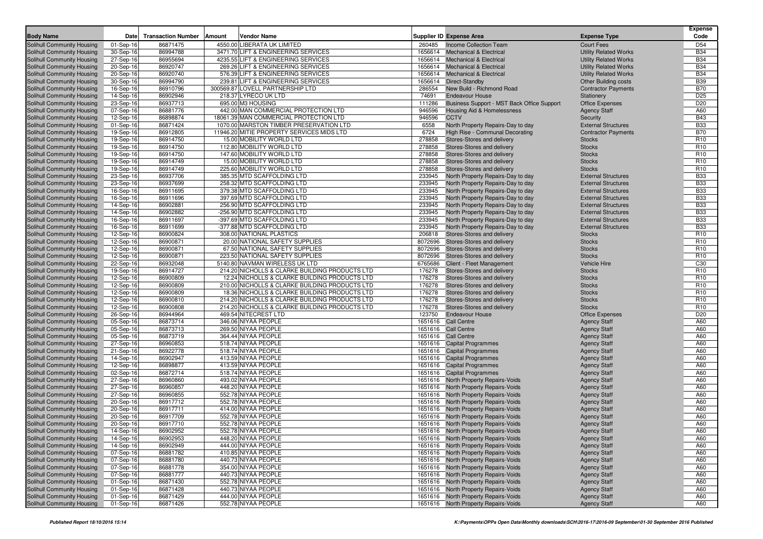| Body Name | Date | Transaction Number | Amount | Vendor Name | Supplier ID | Expense Area | Expense Type | Expense Code |
|---|---|---|---|---|---|---|---|---|
| Solihull Community Housing | 01-Sep-16 | 86871475 | 4550.00 | LIBERATA UK LIMITED | 260485 | Income Collection Team | Court Fees | D54 |
| Solihull Community Housing | 30-Sep-16 | 86994788 | 3471.70 | LIFT & ENGINEERING SERVICES | 1656614 | Mechanical & Electrical | Utility Related Works | B34 |
| Solihull Community Housing | 27-Sep-16 | 86955694 | 4235.55 | LIFT & ENGINEERING SERVICES | 1656614 | Mechanical & Electrical | Utility Related Works | B34 |
| Solihull Community Housing | 20-Sep-16 | 86920747 | 269.26 | LIFT & ENGINEERING SERVICES | 1656614 | Mechanical & Electrical | Utility Related Works | B34 |
| Solihull Community Housing | 20-Sep-16 | 86920740 | 576.39 | LIFT & ENGINEERING SERVICES | 1656614 | Mechanical & Electrical | Utility Related Works | B34 |
| Solihull Community Housing | 30-Sep-16 | 86994790 | 239.81 | LIFT & ENGINEERING SERVICES | 1656614 | Direct-Standby | Other Building costs | B39 |
| Solihull Community Housing | 16-Sep-16 | 86910796 | 300569.87 | LOVELL PARTNERSHIP LTD | 286554 | New Build - Richmond Road | Contractor Payments | B70 |
| Solihull Community Housing | 14-Sep-16 | 86902946 | 218.37 | LYRECO UK LTD | 74691 | Endeavour House | Stationery | D25 |
| Solihull Community Housing | 23-Sep-16 | 86937713 | 695.00 | M3 HOUSING | 111286 | Business Support - MST Back Office Support | Office Expenses | D20 |
| Solihull Community Housing | 07-Sep-16 | 86881776 | 442.00 | MAN COMMERCIAL PROTECTION LTD | 946596 | Housing Aid & Homelessness | Agency Staff | A60 |
| Solihull Community Housing | 12-Sep-16 | 86898874 | 18061.39 | MAN COMMERCIAL PROTECTION LTD | 946596 | CCTV | Security | B43 |
| Solihull Community Housing | 01-Sep-16 | 86871424 | 1070.00 | MARSTON TIMBER PRESERVATION LTD | 6558 | North Property Repairs-Day to day | External Structures | B33 |
| Solihull Community Housing | 19-Sep-16 | 86912805 | 11946.20 | MITIE PROPERTY SERVICES MIDS LTD | 6724 | High Rise - Communal Decorating | Contractor Payments | B70 |
| Solihull Community Housing | 19-Sep-16 | 86914750 | 15.00 | MOBILITY WORLD LTD | 278858 | Stores-Stores and delivery | Stocks | R10 |
| Solihull Community Housing | 19-Sep-16 | 86914750 | 112.80 | MOBILITY WORLD LTD | 278858 | Stores-Stores and delivery | Stocks | R10 |
| Solihull Community Housing | 19-Sep-16 | 86914750 | 147.60 | MOBILITY WORLD LTD | 278858 | Stores-Stores and delivery | Stocks | R10 |
| Solihull Community Housing | 19-Sep-16 | 86914749 | 15.00 | MOBILITY WORLD LTD | 278858 | Stores-Stores and delivery | Stocks | R10 |
| Solihull Community Housing | 19-Sep-16 | 86914749 | 225.60 | MOBILITY WORLD LTD | 278858 | Stores-Stores and delivery | Stocks | R10 |
| Solihull Community Housing | 23-Sep-16 | 86937706 | 385.35 | MTD SCAFFOLDING LTD | 233945 | North Property Repairs-Day to day | External Structures | B33 |
| Solihull Community Housing | 23-Sep-16 | 86937699 | 258.32 | MTD SCAFFOLDING LTD | 233945 | North Property Repairs-Day to day | External Structures | B33 |
| Solihull Community Housing | 16-Sep-16 | 86911695 | 379.38 | MTD SCAFFOLDING LTD | 233945 | North Property Repairs-Day to day | External Structures | B33 |
| Solihull Community Housing | 16-Sep-16 | 86911696 | 397.69 | MTD SCAFFOLDING LTD | 233945 | North Property Repairs-Day to day | External Structures | B33 |
| Solihull Community Housing | 14-Sep-16 | 86902881 | 256.90 | MTD SCAFFOLDING LTD | 233945 | North Property Repairs-Day to day | External Structures | B33 |
| Solihull Community Housing | 14-Sep-16 | 86902882 | -256.90 | MTD SCAFFOLDING LTD | 233945 | North Property Repairs-Day to day | External Structures | B33 |
| Solihull Community Housing | 16-Sep-16 | 86911697 | -397.69 | MTD SCAFFOLDING LTD | 233945 | North Property Repairs-Day to day | External Structures | B33 |
| Solihull Community Housing | 16-Sep-16 | 86911699 | -377.88 | MTD SCAFFOLDING LTD | 233945 | North Property Repairs-Day to day | External Structures | B33 |
| Solihull Community Housing | 12-Sep-16 | 86900824 | 308.00 | NATIONAL PLASTICS | 206818 | Stores-Stores and delivery | Stocks | R10 |
| Solihull Community Housing | 12-Sep-16 | 86900871 | 20.00 | NATIONAL SAFETY SUPPLIES | 8072696 | Stores-Stores and delivery | Stocks | R10 |
| Solihull Community Housing | 12-Sep-16 | 86900871 | 67.50 | NATIONAL SAFETY SUPPLIES | 8072696 | Stores-Stores and delivery | Stocks | R10 |
| Solihull Community Housing | 12-Sep-16 | 86900871 | 223.50 | NATIONAL SAFETY SUPPLIES | 8072696 | Stores-Stores and delivery | Stocks | R10 |
| Solihull Community Housing | 22-Sep-16 | 86932048 | 5140.80 | NAVMAN WIRELESS UK LTD | 6765686 | Client - Fleet Management | Vehicle Hire | C30 |
| Solihull Community Housing | 19-Sep-16 | 86914727 | 214.20 | NICHOLLS & CLARKE BUILDING PRODUCTS LTD | 176278 | Stores-Stores and delivery | Stocks | R10 |
| Solihull Community Housing | 12-Sep-16 | 86900809 | 12.24 | NICHOLLS & CLARKE BUILDING PRODUCTS LTD | 176278 | Stores-Stores and delivery | Stocks | R10 |
| Solihull Community Housing | 12-Sep-16 | 86900809 | 210.00 | NICHOLLS & CLARKE BUILDING PRODUCTS LTD | 176278 | Stores-Stores and delivery | Stocks | R10 |
| Solihull Community Housing | 12-Sep-16 | 86900809 | 18.36 | NICHOLLS & CLARKE BUILDING PRODUCTS LTD | 176278 | Stores-Stores and delivery | Stocks | R10 |
| Solihull Community Housing | 12-Sep-16 | 86900810 | 214.20 | NICHOLLS & CLARKE BUILDING PRODUCTS LTD | 176278 | Stores-Stores and delivery | Stocks | R10 |
| Solihull Community Housing | 12-Sep-16 | 86900808 | 214.20 | NICHOLLS & CLARKE BUILDING PRODUCTS LTD | 176278 | Stores-Stores and delivery | Stocks | R10 |
| Solihull Community Housing | 26-Sep-16 | 86944964 | 469.54 | NITECREST LTD | 123750 | Endeavour House | Office Expenses | D20 |
| Solihull Community Housing | 05-Sep-16 | 86873714 | 346.06 | NIYAA PEOPLE | 1651616 | Call Centre | Agency Staff | A60 |
| Solihull Community Housing | 05-Sep-16 | 86873713 | 269.50 | NIYAA PEOPLE | 1651616 | Call Centre | Agency Staff | A60 |
| Solihull Community Housing | 05-Sep-16 | 86873719 | 364.44 | NIYAA PEOPLE | 1651616 | Call Centre | Agency Staff | A60 |
| Solihull Community Housing | 27-Sep-16 | 86960853 | 518.74 | NIYAA PEOPLE | 1651616 | Capital Programmes | Agency Staff | A60 |
| Solihull Community Housing | 21-Sep-16 | 86922778 | 518.74 | NIYAA PEOPLE | 1651616 | Capital Programmes | Agency Staff | A60 |
| Solihull Community Housing | 14-Sep-16 | 86902947 | 413.59 | NIYAA PEOPLE | 1651616 | Capital Programmes | Agency Staff | A60 |
| Solihull Community Housing | 12-Sep-16 | 86898877 | 413.59 | NIYAA PEOPLE | 1651616 | Capital Programmes | Agency Staff | A60 |
| Solihull Community Housing | 02-Sep-16 | 86872714 | 518.74 | NIYAA PEOPLE | 1651616 | Capital Programmes | Agency Staff | A60 |
| Solihull Community Housing | 27-Sep-16 | 86960860 | 493.02 | NIYAA PEOPLE | 1651616 | North Property Repairs-Voids | Agency Staff | A60 |
| Solihull Community Housing | 27-Sep-16 | 86960857 | 448.20 | NIYAA PEOPLE | 1651616 | North Property Repairs-Voids | Agency Staff | A60 |
| Solihull Community Housing | 27-Sep-16 | 86960855 | 552.78 | NIYAA PEOPLE | 1651616 | North Property Repairs-Voids | Agency Staff | A60 |
| Solihull Community Housing | 20-Sep-16 | 86917712 | 552.78 | NIYAA PEOPLE | 1651616 | North Property Repairs-Voids | Agency Staff | A60 |
| Solihull Community Housing | 20-Sep-16 | 86917711 | 414.00 | NIYAA PEOPLE | 1651616 | North Property Repairs-Voids | Agency Staff | A60 |
| Solihull Community Housing | 20-Sep-16 | 86917709 | 552.78 | NIYAA PEOPLE | 1651616 | North Property Repairs-Voids | Agency Staff | A60 |
| Solihull Community Housing | 20-Sep-16 | 86917710 | 552.78 | NIYAA PEOPLE | 1651616 | North Property Repairs-Voids | Agency Staff | A60 |
| Solihull Community Housing | 14-Sep-16 | 86902952 | 552.78 | NIYAA PEOPLE | 1651616 | North Property Repairs-Voids | Agency Staff | A60 |
| Solihull Community Housing | 14-Sep-16 | 86902953 | 448.20 | NIYAA PEOPLE | 1651616 | North Property Repairs-Voids | Agency Staff | A60 |
| Solihull Community Housing | 14-Sep-16 | 86902949 | 444.00 | NIYAA PEOPLE | 1651616 | North Property Repairs-Voids | Agency Staff | A60 |
| Solihull Community Housing | 07-Sep-16 | 86881782 | 410.85 | NIYAA PEOPLE | 1651616 | North Property Repairs-Voids | Agency Staff | A60 |
| Solihull Community Housing | 07-Sep-16 | 86881780 | 440.73 | NIYAA PEOPLE | 1651616 | North Property Repairs-Voids | Agency Staff | A60 |
| Solihull Community Housing | 07-Sep-16 | 86881778 | 354.00 | NIYAA PEOPLE | 1651616 | North Property Repairs-Voids | Agency Staff | A60 |
| Solihull Community Housing | 07-Sep-16 | 86881777 | 440.73 | NIYAA PEOPLE | 1651616 | North Property Repairs-Voids | Agency Staff | A60 |
| Solihull Community Housing | 01-Sep-16 | 86871430 | 552.78 | NIYAA PEOPLE | 1651616 | North Property Repairs-Voids | Agency Staff | A60 |
| Solihull Community Housing | 01-Sep-16 | 86871428 | 440.73 | NIYAA PEOPLE | 1651616 | North Property Repairs-Voids | Agency Staff | A60 |
| Solihull Community Housing | 01-Sep-16 | 86871429 | 444.00 | NIYAA PEOPLE | 1651616 | North Property Repairs-Voids | Agency Staff | A60 |
| Solihull Community Housing | 01-Sep-16 | 86871426 | 552.78 | NIYAA PEOPLE | 1651616 | North Property Repairs-Voids | Agency Staff | A60 |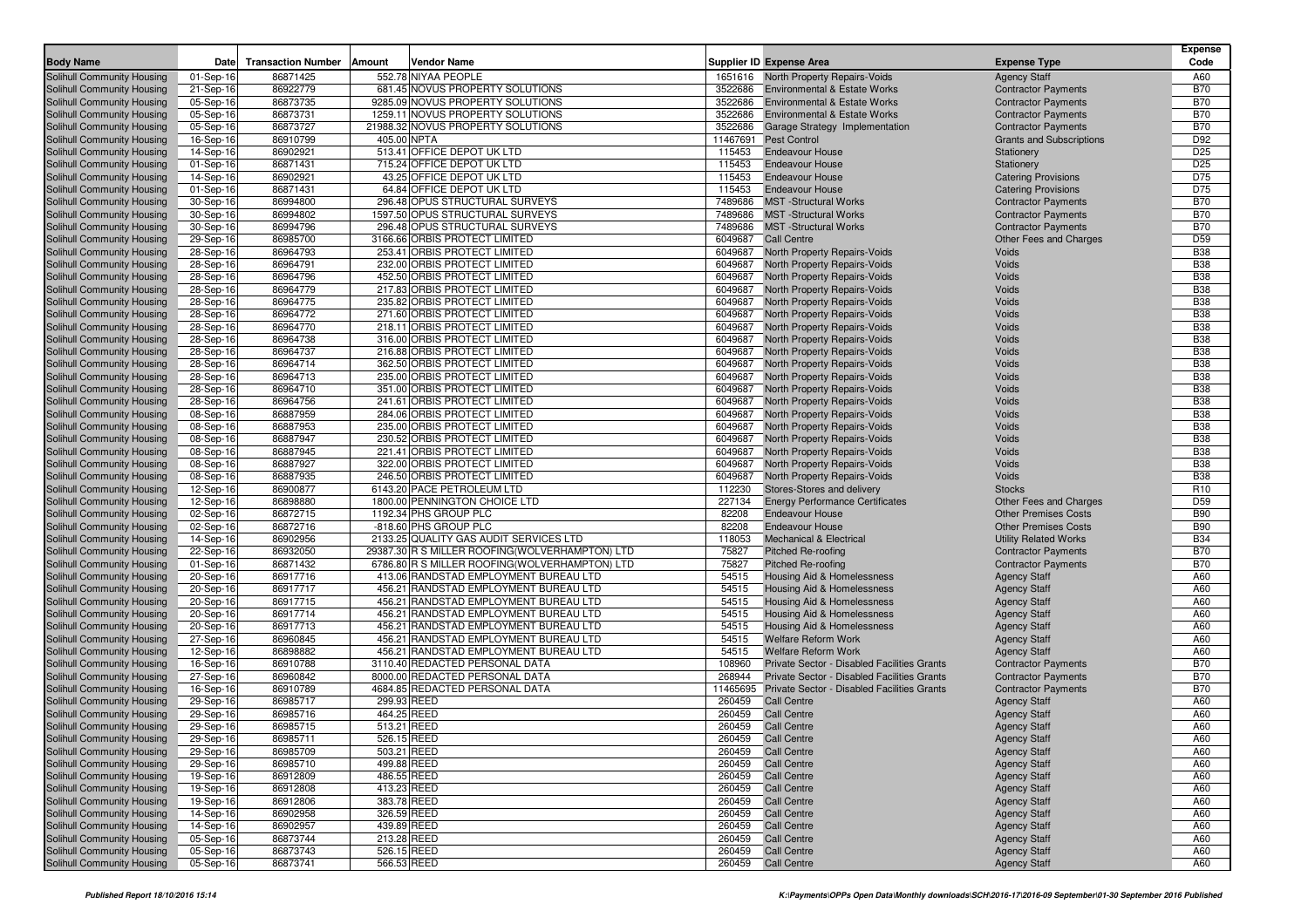| Body Name | Date | Transaction Number | Amount | Vendor Name | Supplier ID | Expense Area | Expense Type | Expense Code |
|---|---|---|---|---|---|---|---|---|
| Solihull Community Housing | 01-Sep-16 | 86871425 | 552.78 | NIYAA PEOPLE | 1651616 | North Property Repairs-Voids | Agency Staff | A60 |
| Solihull Community Housing | 21-Sep-16 | 86922779 | 681.45 | NOVUS PROPERTY SOLUTIONS | 3522686 | Environmental & Estate Works | Contractor Payments | B70 |
| Solihull Community Housing | 05-Sep-16 | 86873735 | 9285.09 | NOVUS PROPERTY SOLUTIONS | 3522686 | Environmental & Estate Works | Contractor Payments | B70 |
| Solihull Community Housing | 05-Sep-16 | 86873731 | 1259.11 | NOVUS PROPERTY SOLUTIONS | 3522686 | Environmental & Estate Works | Contractor Payments | B70 |
| Solihull Community Housing | 05-Sep-16 | 86873727 | 21988.32 | NOVUS PROPERTY SOLUTIONS | 3522686 | Garage Strategy Implementation | Contractor Payments | B70 |
| Solihull Community Housing | 16-Sep-16 | 86910799 | 405.00 | NPTA | 11467691 | Pest Control | Grants and Subscriptions | D92 |
| Solihull Community Housing | 14-Sep-16 | 86902921 | 513.41 | OFFICE DEPOT UK LTD | 115453 | Endeavour House | Stationery | D25 |
| Solihull Community Housing | 01-Sep-16 | 86871431 | 715.24 | OFFICE DEPOT UK LTD | 115453 | Endeavour House | Stationery | D25 |
| Solihull Community Housing | 14-Sep-16 | 86902921 | 43.25 | OFFICE DEPOT UK LTD | 115453 | Endeavour House | Catering Provisions | D75 |
| Solihull Community Housing | 01-Sep-16 | 86871431 | 64.84 | OFFICE DEPOT UK LTD | 115453 | Endeavour House | Catering Provisions | D75 |
| Solihull Community Housing | 30-Sep-16 | 86994800 | 296.48 | OPUS STRUCTURAL SURVEYS | 7489686 | MST -Structural Works | Contractor Payments | B70 |
| Solihull Community Housing | 30-Sep-16 | 86994802 | 1597.50 | OPUS STRUCTURAL SURVEYS | 7489686 | MST -Structural Works | Contractor Payments | B70 |
| Solihull Community Housing | 30-Sep-16 | 86994796 | 296.48 | OPUS STRUCTURAL SURVEYS | 7489686 | MST -Structural Works | Contractor Payments | B70 |
| Solihull Community Housing | 29-Sep-16 | 86985700 | 3166.66 | ORBIS PROTECT LIMITED | 6049687 | Call Centre | Other Fees and Charges | D59 |
| Solihull Community Housing | 28-Sep-16 | 86964793 | 253.41 | ORBIS PROTECT LIMITED | 6049687 | North Property Repairs-Voids | Voids | B38 |
| Solihull Community Housing | 28-Sep-16 | 86964791 | 232.00 | ORBIS PROTECT LIMITED | 6049687 | North Property Repairs-Voids | Voids | B38 |
| Solihull Community Housing | 28-Sep-16 | 86964796 | 452.50 | ORBIS PROTECT LIMITED | 6049687 | North Property Repairs-Voids | Voids | B38 |
| Solihull Community Housing | 28-Sep-16 | 86964779 | 217.83 | ORBIS PROTECT LIMITED | 6049687 | North Property Repairs-Voids | Voids | B38 |
| Solihull Community Housing | 28-Sep-16 | 86964775 | 235.82 | ORBIS PROTECT LIMITED | 6049687 | North Property Repairs-Voids | Voids | B38 |
| Solihull Community Housing | 28-Sep-16 | 86964772 | 271.60 | ORBIS PROTECT LIMITED | 6049687 | North Property Repairs-Voids | Voids | B38 |
| Solihull Community Housing | 28-Sep-16 | 86964770 | 218.11 | ORBIS PROTECT LIMITED | 6049687 | North Property Repairs-Voids | Voids | B38 |
| Solihull Community Housing | 28-Sep-16 | 86964738 | 316.00 | ORBIS PROTECT LIMITED | 6049687 | North Property Repairs-Voids | Voids | B38 |
| Solihull Community Housing | 28-Sep-16 | 86964737 | 216.88 | ORBIS PROTECT LIMITED | 6049687 | North Property Repairs-Voids | Voids | B38 |
| Solihull Community Housing | 28-Sep-16 | 86964714 | 362.50 | ORBIS PROTECT LIMITED | 6049687 | North Property Repairs-Voids | Voids | B38 |
| Solihull Community Housing | 28-Sep-16 | 86964713 | 235.00 | ORBIS PROTECT LIMITED | 6049687 | North Property Repairs-Voids | Voids | B38 |
| Solihull Community Housing | 28-Sep-16 | 86964710 | 351.00 | ORBIS PROTECT LIMITED | 6049687 | North Property Repairs-Voids | Voids | B38 |
| Solihull Community Housing | 28-Sep-16 | 86964756 | 241.61 | ORBIS PROTECT LIMITED | 6049687 | North Property Repairs-Voids | Voids | B38 |
| Solihull Community Housing | 08-Sep-16 | 86887959 | 284.06 | ORBIS PROTECT LIMITED | 6049687 | North Property Repairs-Voids | Voids | B38 |
| Solihull Community Housing | 08-Sep-16 | 86887953 | 235.00 | ORBIS PROTECT LIMITED | 6049687 | North Property Repairs-Voids | Voids | B38 |
| Solihull Community Housing | 08-Sep-16 | 86887947 | 230.52 | ORBIS PROTECT LIMITED | 6049687 | North Property Repairs-Voids | Voids | B38 |
| Solihull Community Housing | 08-Sep-16 | 86887945 | 221.41 | ORBIS PROTECT LIMITED | 6049687 | North Property Repairs-Voids | Voids | B38 |
| Solihull Community Housing | 08-Sep-16 | 86887927 | 322.00 | ORBIS PROTECT LIMITED | 6049687 | North Property Repairs-Voids | Voids | B38 |
| Solihull Community Housing | 08-Sep-16 | 86887935 | 246.50 | ORBIS PROTECT LIMITED | 6049687 | North Property Repairs-Voids | Voids | B38 |
| Solihull Community Housing | 12-Sep-16 | 86900877 | 6143.20 | PACE PETROLEUM LTD | 112230 | Stores-Stores and delivery | Stocks | R10 |
| Solihull Community Housing | 12-Sep-16 | 86898880 | 1800.00 | PENNINGTON CHOICE LTD | 227134 | Energy Performance Certificates | Other Fees and Charges | D59 |
| Solihull Community Housing | 02-Sep-16 | 86872715 | 1192.34 | PHS GROUP PLC | 82208 | Endeavour House | Other Premises Costs | B90 |
| Solihull Community Housing | 02-Sep-16 | 86872716 | -818.60 | PHS GROUP PLC | 82208 | Endeavour House | Other Premises Costs | B90 |
| Solihull Community Housing | 14-Sep-16 | 86902956 | 2133.25 | QUALITY GAS AUDIT SERVICES LTD | 118053 | Mechanical & Electrical | Utility Related Works | B34 |
| Solihull Community Housing | 22-Sep-16 | 86932050 | 29387.30 | R S MILLER ROOFING(WOLVERHAMPTON) LTD | 75827 | Pitched Re-roofing | Contractor Payments | B70 |
| Solihull Community Housing | 01-Sep-16 | 86871432 | 6786.80 | R S MILLER ROOFING(WOLVERHAMPTON) LTD | 75827 | Pitched Re-roofing | Contractor Payments | B70 |
| Solihull Community Housing | 20-Sep-16 | 86917716 | 413.06 | RANDSTAD EMPLOYMENT BUREAU LTD | 54515 | Housing Aid & Homelessness | Agency Staff | A60 |
| Solihull Community Housing | 20-Sep-16 | 86917717 | 456.21 | RANDSTAD EMPLOYMENT BUREAU LTD | 54515 | Housing Aid & Homelessness | Agency Staff | A60 |
| Solihull Community Housing | 20-Sep-16 | 86917715 | 456.21 | RANDSTAD EMPLOYMENT BUREAU LTD | 54515 | Housing Aid & Homelessness | Agency Staff | A60 |
| Solihull Community Housing | 20-Sep-16 | 86917714 | 456.21 | RANDSTAD EMPLOYMENT BUREAU LTD | 54515 | Housing Aid & Homelessness | Agency Staff | A60 |
| Solihull Community Housing | 20-Sep-16 | 86917713 | 456.21 | RANDSTAD EMPLOYMENT BUREAU LTD | 54515 | Housing Aid & Homelessness | Agency Staff | A60 |
| Solihull Community Housing | 27-Sep-16 | 86960845 | 456.21 | RANDSTAD EMPLOYMENT BUREAU LTD | 54515 | Welfare Reform Work | Agency Staff | A60 |
| Solihull Community Housing | 12-Sep-16 | 86898882 | 456.21 | RANDSTAD EMPLOYMENT BUREAU LTD | 54515 | Welfare Reform Work | Agency Staff | A60 |
| Solihull Community Housing | 16-Sep-16 | 86910788 | 3110.40 | REDACTED PERSONAL DATA | 108960 | Private Sector - Disabled Facilities Grants | Contractor Payments | B70 |
| Solihull Community Housing | 27-Sep-16 | 86960842 | 8000.00 | REDACTED PERSONAL DATA | 268944 | Private Sector - Disabled Facilities Grants | Contractor Payments | B70 |
| Solihull Community Housing | 16-Sep-16 | 86910789 | 4684.85 | REDACTED PERSONAL DATA | 11465695 | Private Sector - Disabled Facilities Grants | Contractor Payments | B70 |
| Solihull Community Housing | 29-Sep-16 | 86985717 | 299.93 | REED | 260459 | Call Centre | Agency Staff | A60 |
| Solihull Community Housing | 29-Sep-16 | 86985716 | 464.25 | REED | 260459 | Call Centre | Agency Staff | A60 |
| Solihull Community Housing | 29-Sep-16 | 86985715 | 513.21 | REED | 260459 | Call Centre | Agency Staff | A60 |
| Solihull Community Housing | 29-Sep-16 | 86985711 | 526.15 | REED | 260459 | Call Centre | Agency Staff | A60 |
| Solihull Community Housing | 29-Sep-16 | 86985709 | 503.21 | REED | 260459 | Call Centre | Agency Staff | A60 |
| Solihull Community Housing | 29-Sep-16 | 86985710 | 499.88 | REED | 260459 | Call Centre | Agency Staff | A60 |
| Solihull Community Housing | 19-Sep-16 | 86912809 | 486.55 | REED | 260459 | Call Centre | Agency Staff | A60 |
| Solihull Community Housing | 19-Sep-16 | 86912808 | 413.23 | REED | 260459 | Call Centre | Agency Staff | A60 |
| Solihull Community Housing | 19-Sep-16 | 86912806 | 383.78 | REED | 260459 | Call Centre | Agency Staff | A60 |
| Solihull Community Housing | 14-Sep-16 | 86902958 | 326.59 | REED | 260459 | Call Centre | Agency Staff | A60 |
| Solihull Community Housing | 14-Sep-16 | 86902957 | 439.89 | REED | 260459 | Call Centre | Agency Staff | A60 |
| Solihull Community Housing | 05-Sep-16 | 86873744 | 213.28 | REED | 260459 | Call Centre | Agency Staff | A60 |
| Solihull Community Housing | 05-Sep-16 | 86873743 | 526.15 | REED | 260459 | Call Centre | Agency Staff | A60 |
| Solihull Community Housing | 05-Sep-16 | 86873741 | 566.53 | REED | 260459 | Call Centre | Agency Staff | A60 |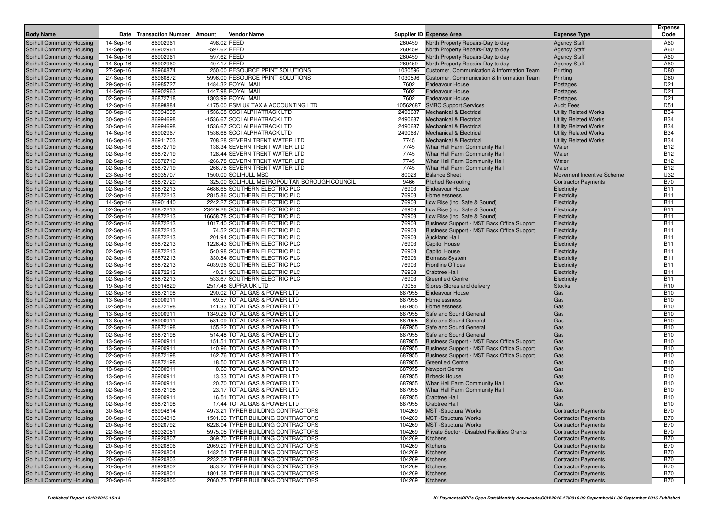| Body Name | Date | Transaction Number | Amount | Vendor Name | Supplier ID | Expense Area | Expense Type | Expense Code |
|---|---|---|---|---|---|---|---|---|
| Solihull Community Housing | 14-Sep-16 | 86902961 | 498.02 | REED | 260459 | North Property Repairs-Day to day | Agency Staff | A60 |
| Solihull Community Housing | 14-Sep-16 | 86902961 | -597.62 | REED | 260459 | North Property Repairs-Day to day | Agency Staff | A60 |
| Solihull Community Housing | 14-Sep-16 | 86902961 | 597.62 | REED | 260459 | North Property Repairs-Day to day | Agency Staff | A60 |
| Solihull Community Housing | 14-Sep-16 | 86902960 | 407.17 | REED | 260459 | North Property Repairs-Day to day | Agency Staff | A60 |
| Solihull Community Housing | 27-Sep-16 | 86960874 | 250.00 | RESOURCE PRINT SOLUTIONS | 1030596 | Customer, Communication & Information Team | Printing | D80 |
| Solihull Community Housing | 27-Sep-16 | 86960872 | 5996.00 | RESOURCE PRINT SOLUTIONS | 1030596 | Customer, Communication & Information Team | Printing | D80 |
| Solihull Community Housing | 29-Sep-16 | 86985727 | 1484.32 | ROYAL MAIL | 7602 | Endeavour House | Postages | D21 |
| Solihull Community Housing | 14-Sep-16 | 86902963 | 1447.98 | ROYAL MAIL | 7602 | Endeavour House | Postages | D21 |
| Solihull Community Housing | 02-Sep-16 | 86872718 | 1303.99 | ROYAL MAIL | 7602 | Endeavour House | Postages | D21 |
| Solihull Community Housing | 12-Sep-16 | 86898884 | 4175.00 | RSM UK TAX & ACCOUNTING LTD | 10562687 | SMBC Support Services | Audit Fees | D51 |
| Solihull Community Housing | 30-Sep-16 | 86994698 | 1536.68 | SCCI ALPHATRACK LTD | 2490687 | Mechanical & Electrical | Utility Related Works | B34 |
| Solihull Community Housing | 30-Sep-16 | 86994698 | -1536.67 | SCCI ALPHATRACK LTD | 2490687 | Mechanical & Electrical | Utility Related Works | B34 |
| Solihull Community Housing | 30-Sep-16 | 86994698 | 1536.67 | SCCI ALPHATRACK LTD | 2490687 | Mechanical & Electrical | Utility Related Works | B34 |
| Solihull Community Housing | 14-Sep-16 | 86902967 | 1536.68 | SCCI ALPHATRACK LTD | 2490687 | Mechanical & Electrical | Utility Related Works | B34 |
| Solihull Community Housing | 16-Sep-16 | 86911703 | 708.28 | SEVERN TRENT WATER LTD | 7745 | Mechanical & Electrical | Utility Related Works | B34 |
| Solihull Community Housing | 02-Sep-16 | 86872719 | 138.34 | SEVERN TRENT WATER LTD | 7745 | Whar Hall Farm Community Hall | Water | B12 |
| Solihull Community Housing | 02-Sep-16 | 86872719 | 128.44 | SEVERN TRENT WATER LTD | 7745 | Whar Hall Farm Community Hall | Water | B12 |
| Solihull Community Housing | 02-Sep-16 | 86872719 | -266.78 | SEVERN TRENT WATER LTD | 7745 | Whar Hall Farm Community Hall | Water | B12 |
| Solihull Community Housing | 02-Sep-16 | 86872719 | 266.78 | SEVERN TRENT WATER LTD | 7745 | Whar Hall Farm Community Hall | Water | B12 |
| Solihull Community Housing | 23-Sep-16 | 86935707 | 1500.00 | SOLIHULL MBC | 80026 | Balance Sheet | Movement Incentive Scheme | U32 |
| Solihull Community Housing | 02-Sep-16 | 86872720 | 325.00 | SOLIHULL METROPOLITAN BOROUGH COUNCIL | 9466 | Pitched Re-roofing | Contractor Payments | B70 |
| Solihull Community Housing | 02-Sep-16 | 86872213 | 4686.65 | SOUTHERN ELECTRIC PLC | 76903 | Endeavour House | Electricity | B11 |
| Solihull Community Housing | 02-Sep-16 | 86872213 | 2815.86 | SOUTHERN ELECTRIC PLC | 76903 | Homelessness | Electricity | B11 |
| Solihull Community Housing | 14-Sep-16 | 86901440 | 2242.27 | SOUTHERN ELECTRIC PLC | 76903 | Low Rise (inc. Safe & Sound) | Electricity | B11 |
| Solihull Community Housing | 02-Sep-16 | 86872213 | 23449.26 | SOUTHERN ELECTRIC PLC | 76903 | Low Rise (inc. Safe & Sound) | Electricity | B11 |
| Solihull Community Housing | 02-Sep-16 | 86872213 | 16658.78 | SOUTHERN ELECTRIC PLC | 76903 | Low Rise (inc. Safe & Sound) | Electricity | B11 |
| Solihull Community Housing | 02-Sep-16 | 86872213 | 1017.40 | SOUTHERN ELECTRIC PLC | 76903 | Business Support - MST Back Office Support | Electricity | B11 |
| Solihull Community Housing | 02-Sep-16 | 86872213 | 74.52 | SOUTHERN ELECTRIC PLC | 76903 | Business Support - MST Back Office Support | Electricity | B11 |
| Solihull Community Housing | 02-Sep-16 | 86872213 | 201.94 | SOUTHERN ELECTRIC PLC | 76903 | Auckland Hall | Electricity | B11 |
| Solihull Community Housing | 02-Sep-16 | 86872213 | 1226.43 | SOUTHERN ELECTRIC PLC | 76903 | Capitol House | Electricity | B11 |
| Solihull Community Housing | 02-Sep-16 | 86872213 | 540.98 | SOUTHERN ELECTRIC PLC | 76903 | Capitol House | Electricity | B11 |
| Solihull Community Housing | 02-Sep-16 | 86872213 | 330.84 | SOUTHERN ELECTRIC PLC | 76903 | Biomass System | Electricity | B11 |
| Solihull Community Housing | 02-Sep-16 | 86872213 | 4039.96 | SOUTHERN ELECTRIC PLC | 76903 | Frontline Offices | Electricity | B11 |
| Solihull Community Housing | 02-Sep-16 | 86872213 | 40.51 | SOUTHERN ELECTRIC PLC | 76903 | Crabtree Hall | Electricity | B11 |
| Solihull Community Housing | 02-Sep-16 | 86872213 | 533.67 | SOUTHERN ELECTRIC PLC | 76903 | Greenfield Centre | Electricity | B11 |
| Solihull Community Housing | 19-Sep-16 | 86914829 | 2517.48 | SUPRA UK LTD | 73055 | Stores-Stores and delivery | Stocks | R10 |
| Solihull Community Housing | 02-Sep-16 | 86872198 | 290.02 | TOTAL GAS & POWER LTD | 687955 | Endeavour House | Gas | B10 |
| Solihull Community Housing | 13-Sep-16 | 86900911 | 69.57 | TOTAL GAS & POWER LTD | 687955 | Homelessness | Gas | B10 |
| Solihull Community Housing | 02-Sep-16 | 86872198 | 141.33 | TOTAL GAS & POWER LTD | 687955 | Homelessness | Gas | B10 |
| Solihull Community Housing | 13-Sep-16 | 86900911 | 1349.26 | TOTAL GAS & POWER LTD | 687955 | Safe and Sound General | Gas | B10 |
| Solihull Community Housing | 13-Sep-16 | 86900911 | 581.09 | TOTAL GAS & POWER LTD | 687955 | Safe and Sound General | Gas | B10 |
| Solihull Community Housing | 02-Sep-16 | 86872198 | 155.22 | TOTAL GAS & POWER LTD | 687955 | Safe and Sound General | Gas | B10 |
| Solihull Community Housing | 02-Sep-16 | 86872198 | 514.48 | TOTAL GAS & POWER LTD | 687955 | Safe and Sound General | Gas | B10 |
| Solihull Community Housing | 13-Sep-16 | 86900911 | 151.51 | TOTAL GAS & POWER LTD | 687955 | Business Support - MST Back Office Support | Gas | B10 |
| Solihull Community Housing | 13-Sep-16 | 86900911 | 140.96 | TOTAL GAS & POWER LTD | 687955 | Business Support - MST Back Office Support | Gas | B10 |
| Solihull Community Housing | 02-Sep-16 | 86872198 | 162.76 | TOTAL GAS & POWER LTD | 687955 | Business Support - MST Back Office Support | Gas | B10 |
| Solihull Community Housing | 02-Sep-16 | 86872198 | 18.50 | TOTAL GAS & POWER LTD | 687955 | Greenfield Centre | Gas | B10 |
| Solihull Community Housing | 13-Sep-16 | 86900911 | 0.69 | TOTAL GAS & POWER LTD | 687955 | Newport Centre | Gas | B10 |
| Solihull Community Housing | 13-Sep-16 | 86900911 | 13.33 | TOTAL GAS & POWER LTD | 687955 | Birbeck House | Gas | B10 |
| Solihull Community Housing | 13-Sep-16 | 86900911 | 20.70 | TOTAL GAS & POWER LTD | 687955 | Whar Hall Farm Community Hall | Gas | B10 |
| Solihull Community Housing | 02-Sep-16 | 86872198 | 23.17 | TOTAL GAS & POWER LTD | 687955 | Whar Hall Farm Community Hall | Gas | B10 |
| Solihull Community Housing | 13-Sep-16 | 86900911 | 16.51 | TOTAL GAS & POWER LTD | 687955 | Crabtree Hall | Gas | B10 |
| Solihull Community Housing | 02-Sep-16 | 86872198 | 17.44 | TOTAL GAS & POWER LTD | 687955 | Crabtree Hall | Gas | B10 |
| Solihull Community Housing | 30-Sep-16 | 86994814 | 4973.21 | TYRER BUILDING CONTRACTORS | 104269 | MST -Structural Works | Contractor Payments | B70 |
| Solihull Community Housing | 30-Sep-16 | 86994813 | 1501.03 | TYRER BUILDING CONTRACTORS | 104269 | MST -Structural Works | Contractor Payments | B70 |
| Solihull Community Housing | 20-Sep-16 | 86920792 | 6228.04 | TYRER BUILDING CONTRACTORS | 104269 | MST -Structural Works | Contractor Payments | B70 |
| Solihull Community Housing | 22-Sep-16 | 86932051 | 5975.05 | TYRER BUILDING CONTRACTORS | 104269 | Private Sector - Disabled Facilities Grants | Contractor Payments | B70 |
| Solihull Community Housing | 20-Sep-16 | 86920807 | 369.70 | TYRER BUILDING CONTRACTORS | 104269 | Kitchens | Contractor Payments | B70 |
| Solihull Community Housing | 20-Sep-16 | 86920806 | 2069.20 | TYRER BUILDING CONTRACTORS | 104269 | Kitchens | Contractor Payments | B70 |
| Solihull Community Housing | 20-Sep-16 | 86920804 | 1482.51 | TYRER BUILDING CONTRACTORS | 104269 | Kitchens | Contractor Payments | B70 |
| Solihull Community Housing | 20-Sep-16 | 86920803 | 2232.02 | TYRER BUILDING CONTRACTORS | 104269 | Kitchens | Contractor Payments | B70 |
| Solihull Community Housing | 20-Sep-16 | 86920802 | 853.27 | TYRER BUILDING CONTRACTORS | 104269 | Kitchens | Contractor Payments | B70 |
| Solihull Community Housing | 20-Sep-16 | 86920801 | 1801.38 | TYRER BUILDING CONTRACTORS | 104269 | Kitchens | Contractor Payments | B70 |
| Solihull Community Housing | 20-Sep-16 | 86920800 | 2060.73 | TYRER BUILDING CONTRACTORS | 104269 | Kitchens | Contractor Payments | B70 |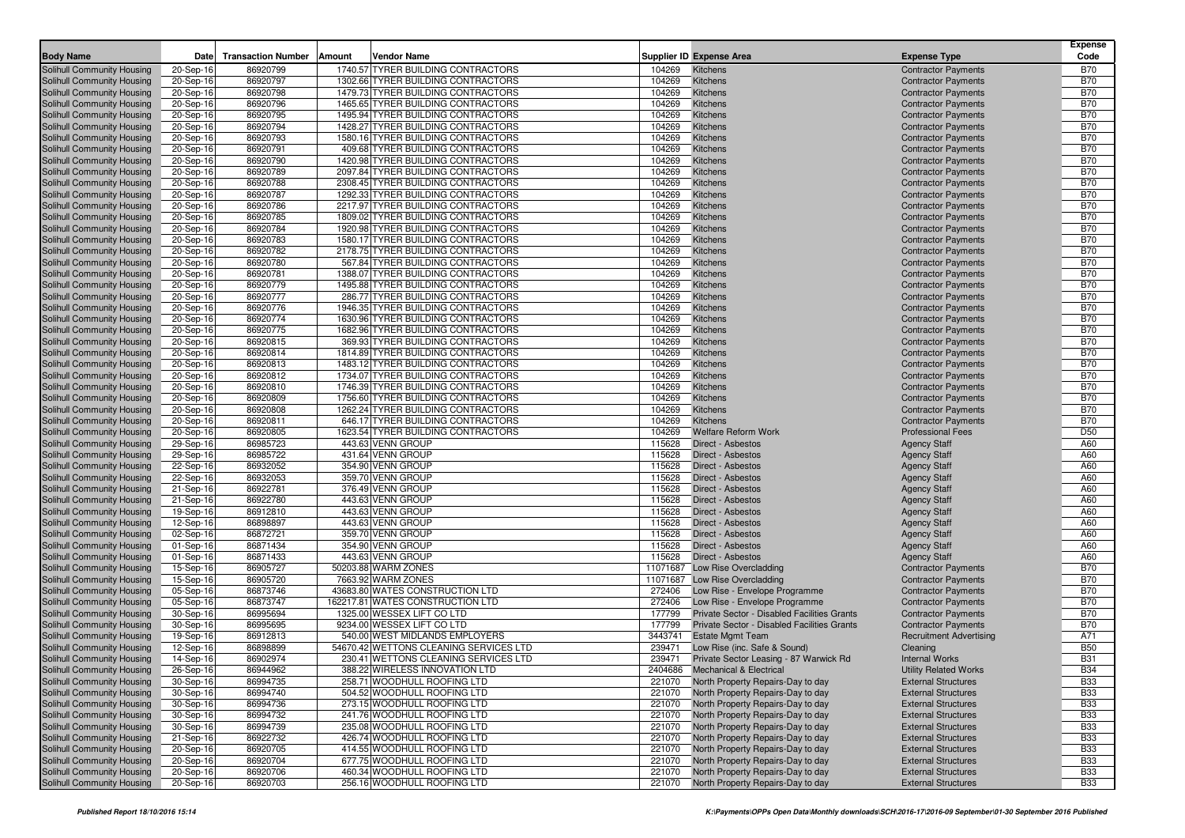| Body Name | Date | Transaction Number | Amount | Vendor Name | Supplier ID | Expense Area | Expense Type | Expense Code |
|---|---|---|---|---|---|---|---|---|
| Solihull Community Housing | 20-Sep-16 | 86920799 | 1740.57 | TYRER BUILDING CONTRACTORS | 104269 | Kitchens | Contractor Payments | B70 |
| Solihull Community Housing | 20-Sep-16 | 86920797 | 1302.66 | TYRER BUILDING CONTRACTORS | 104269 | Kitchens | Contractor Payments | B70 |
| Solihull Community Housing | 20-Sep-16 | 86920798 | 1479.73 | TYRER BUILDING CONTRACTORS | 104269 | Kitchens | Contractor Payments | B70 |
| Solihull Community Housing | 20-Sep-16 | 86920796 | 1465.65 | TYRER BUILDING CONTRACTORS | 104269 | Kitchens | Contractor Payments | B70 |
| Solihull Community Housing | 20-Sep-16 | 86920795 | 1495.94 | TYRER BUILDING CONTRACTORS | 104269 | Kitchens | Contractor Payments | B70 |
| Solihull Community Housing | 20-Sep-16 | 86920794 | 1428.27 | TYRER BUILDING CONTRACTORS | 104269 | Kitchens | Contractor Payments | B70 |
| Solihull Community Housing | 20-Sep-16 | 86920793 | 1580.16 | TYRER BUILDING CONTRACTORS | 104269 | Kitchens | Contractor Payments | B70 |
| Solihull Community Housing | 20-Sep-16 | 86920791 | 409.68 | TYRER BUILDING CONTRACTORS | 104269 | Kitchens | Contractor Payments | B70 |
| Solihull Community Housing | 20-Sep-16 | 86920790 | 1420.98 | TYRER BUILDING CONTRACTORS | 104269 | Kitchens | Contractor Payments | B70 |
| Solihull Community Housing | 20-Sep-16 | 86920789 | 2097.84 | TYRER BUILDING CONTRACTORS | 104269 | Kitchens | Contractor Payments | B70 |
| Solihull Community Housing | 20-Sep-16 | 86920788 | 2308.45 | TYRER BUILDING CONTRACTORS | 104269 | Kitchens | Contractor Payments | B70 |
| Solihull Community Housing | 20-Sep-16 | 86920787 | 1292.33 | TYRER BUILDING CONTRACTORS | 104269 | Kitchens | Contractor Payments | B70 |
| Solihull Community Housing | 20-Sep-16 | 86920786 | 2217.97 | TYRER BUILDING CONTRACTORS | 104269 | Kitchens | Contractor Payments | B70 |
| Solihull Community Housing | 20-Sep-16 | 86920785 | 1809.02 | TYRER BUILDING CONTRACTORS | 104269 | Kitchens | Contractor Payments | B70 |
| Solihull Community Housing | 20-Sep-16 | 86920784 | 1920.98 | TYRER BUILDING CONTRACTORS | 104269 | Kitchens | Contractor Payments | B70 |
| Solihull Community Housing | 20-Sep-16 | 86920783 | 1580.17 | TYRER BUILDING CONTRACTORS | 104269 | Kitchens | Contractor Payments | B70 |
| Solihull Community Housing | 20-Sep-16 | 86920782 | 2178.75 | TYRER BUILDING CONTRACTORS | 104269 | Kitchens | Contractor Payments | B70 |
| Solihull Community Housing | 20-Sep-16 | 86920780 | 567.84 | TYRER BUILDING CONTRACTORS | 104269 | Kitchens | Contractor Payments | B70 |
| Solihull Community Housing | 20-Sep-16 | 86920781 | 1388.07 | TYRER BUILDING CONTRACTORS | 104269 | Kitchens | Contractor Payments | B70 |
| Solihull Community Housing | 20-Sep-16 | 86920779 | 1495.88 | TYRER BUILDING CONTRACTORS | 104269 | Kitchens | Contractor Payments | B70 |
| Solihull Community Housing | 20-Sep-16 | 86920777 | 286.77 | TYRER BUILDING CONTRACTORS | 104269 | Kitchens | Contractor Payments | B70 |
| Solihull Community Housing | 20-Sep-16 | 86920776 | 1946.35 | TYRER BUILDING CONTRACTORS | 104269 | Kitchens | Contractor Payments | B70 |
| Solihull Community Housing | 20-Sep-16 | 86920774 | 1630.96 | TYRER BUILDING CONTRACTORS | 104269 | Kitchens | Contractor Payments | B70 |
| Solihull Community Housing | 20-Sep-16 | 86920775 | 1682.96 | TYRER BUILDING CONTRACTORS | 104269 | Kitchens | Contractor Payments | B70 |
| Solihull Community Housing | 20-Sep-16 | 86920815 | 369.93 | TYRER BUILDING CONTRACTORS | 104269 | Kitchens | Contractor Payments | B70 |
| Solihull Community Housing | 20-Sep-16 | 86920814 | 1814.89 | TYRER BUILDING CONTRACTORS | 104269 | Kitchens | Contractor Payments | B70 |
| Solihull Community Housing | 20-Sep-16 | 86920813 | 1483.12 | TYRER BUILDING CONTRACTORS | 104269 | Kitchens | Contractor Payments | B70 |
| Solihull Community Housing | 20-Sep-16 | 86920812 | 1734.07 | TYRER BUILDING CONTRACTORS | 104269 | Kitchens | Contractor Payments | B70 |
| Solihull Community Housing | 20-Sep-16 | 86920810 | 1746.39 | TYRER BUILDING CONTRACTORS | 104269 | Kitchens | Contractor Payments | B70 |
| Solihull Community Housing | 20-Sep-16 | 86920809 | 1756.60 | TYRER BUILDING CONTRACTORS | 104269 | Kitchens | Contractor Payments | B70 |
| Solihull Community Housing | 20-Sep-16 | 86920808 | 1262.24 | TYRER BUILDING CONTRACTORS | 104269 | Kitchens | Contractor Payments | B70 |
| Solihull Community Housing | 20-Sep-16 | 86920811 | 646.17 | TYRER BUILDING CONTRACTORS | 104269 | Kitchens | Contractor Payments | B70 |
| Solihull Community Housing | 20-Sep-16 | 86920805 | 1623.54 | TYRER BUILDING CONTRACTORS | 104269 | Welfare Reform Work | Professional Fees | D50 |
| Solihull Community Housing | 29-Sep-16 | 86985723 | 443.63 | VENN GROUP | 115628 | Direct - Asbestos | Agency Staff | A60 |
| Solihull Community Housing | 29-Sep-16 | 86985722 | 431.64 | VENN GROUP | 115628 | Direct - Asbestos | Agency Staff | A60 |
| Solihull Community Housing | 22-Sep-16 | 86932052 | 354.90 | VENN GROUP | 115628 | Direct - Asbestos | Agency Staff | A60 |
| Solihull Community Housing | 22-Sep-16 | 86932053 | 359.70 | VENN GROUP | 115628 | Direct - Asbestos | Agency Staff | A60 |
| Solihull Community Housing | 21-Sep-16 | 86922781 | 376.49 | VENN GROUP | 115628 | Direct - Asbestos | Agency Staff | A60 |
| Solihull Community Housing | 21-Sep-16 | 86922780 | 443.63 | VENN GROUP | 115628 | Direct - Asbestos | Agency Staff | A60 |
| Solihull Community Housing | 19-Sep-16 | 86912810 | 443.63 | VENN GROUP | 115628 | Direct - Asbestos | Agency Staff | A60 |
| Solihull Community Housing | 12-Sep-16 | 86898897 | 443.63 | VENN GROUP | 115628 | Direct - Asbestos | Agency Staff | A60 |
| Solihull Community Housing | 02-Sep-16 | 86872721 | 359.70 | VENN GROUP | 115628 | Direct - Asbestos | Agency Staff | A60 |
| Solihull Community Housing | 01-Sep-16 | 86871434 | 354.90 | VENN GROUP | 115628 | Direct - Asbestos | Agency Staff | A60 |
| Solihull Community Housing | 01-Sep-16 | 86871433 | 443.63 | VENN GROUP | 115628 | Direct - Asbestos | Agency Staff | A60 |
| Solihull Community Housing | 15-Sep-16 | 86905727 | 50203.88 | WARM ZONES | 11071687 | Low Rise Overcladding | Contractor Payments | B70 |
| Solihull Community Housing | 15-Sep-16 | 86905720 | 7663.92 | WARM ZONES | 11071687 | Low Rise Overcladding | Contractor Payments | B70 |
| Solihull Community Housing | 05-Sep-16 | 86873746 | 43683.80 | WATES CONSTRUCTION LTD | 272406 | Low Rise - Envelope Programme | Contractor Payments | B70 |
| Solihull Community Housing | 05-Sep-16 | 86873747 | 162217.81 | WATES CONSTRUCTION LTD | 272406 | Low Rise - Envelope Programme | Contractor Payments | B70 |
| Solihull Community Housing | 30-Sep-16 | 86995694 | 1325.00 | WESSEX LIFT CO LTD | 177799 | Private Sector - Disabled Facilities Grants | Contractor Payments | B70 |
| Solihull Community Housing | 30-Sep-16 | 86995695 | 9234.00 | WESSEX LIFT CO LTD | 177799 | Private Sector - Disabled Facilities Grants | Contractor Payments | B70 |
| Solihull Community Housing | 19-Sep-16 | 86912813 | 540.00 | WEST MIDLANDS EMPLOYERS | 3443741 | Estate Mgmt Team | Recruitment Advertising | A71 |
| Solihull Community Housing | 12-Sep-16 | 86898899 | 54670.42 | WETTONS CLEANING SERVICES LTD | 239471 | Low Rise (inc. Safe & Sound) | Cleaning | B50 |
| Solihull Community Housing | 14-Sep-16 | 86902974 | 230.41 | WETTONS CLEANING SERVICES LTD | 239471 | Private Sector Leasing - 87 Warwick Rd | Internal Works | B31 |
| Solihull Community Housing | 26-Sep-16 | 86944962 | 388.22 | WIRELESS INNOVATION LTD | 2404686 | Mechanical & Electrical | Utility Related Works | B34 |
| Solihull Community Housing | 30-Sep-16 | 86994735 | 258.71 | WOODHULL ROOFING LTD | 221070 | North Property Repairs-Day to day | External Structures | B33 |
| Solihull Community Housing | 30-Sep-16 | 86994740 | 504.52 | WOODHULL ROOFING LTD | 221070 | North Property Repairs-Day to day | External Structures | B33 |
| Solihull Community Housing | 30-Sep-16 | 86994736 | 273.15 | WOODHULL ROOFING LTD | 221070 | North Property Repairs-Day to day | External Structures | B33 |
| Solihull Community Housing | 30-Sep-16 | 86994732 | 241.76 | WOODHULL ROOFING LTD | 221070 | North Property Repairs-Day to day | External Structures | B33 |
| Solihull Community Housing | 30-Sep-16 | 86994739 | 235.08 | WOODHULL ROOFING LTD | 221070 | North Property Repairs-Day to day | External Structures | B33 |
| Solihull Community Housing | 21-Sep-16 | 86922732 | 426.74 | WOODHULL ROOFING LTD | 221070 | North Property Repairs-Day to day | External Structures | B33 |
| Solihull Community Housing | 20-Sep-16 | 86920705 | 414.55 | WOODHULL ROOFING LTD | 221070 | North Property Repairs-Day to day | External Structures | B33 |
| Solihull Community Housing | 20-Sep-16 | 86920704 | 677.75 | WOODHULL ROOFING LTD | 221070 | North Property Repairs-Day to day | External Structures | B33 |
| Solihull Community Housing | 20-Sep-16 | 86920706 | 460.34 | WOODHULL ROOFING LTD | 221070 | North Property Repairs-Day to day | External Structures | B33 |
| Solihull Community Housing | 20-Sep-16 | 86920703 | 256.16 | WOODHULL ROOFING LTD | 221070 | North Property Repairs-Day to day | External Structures | B33 |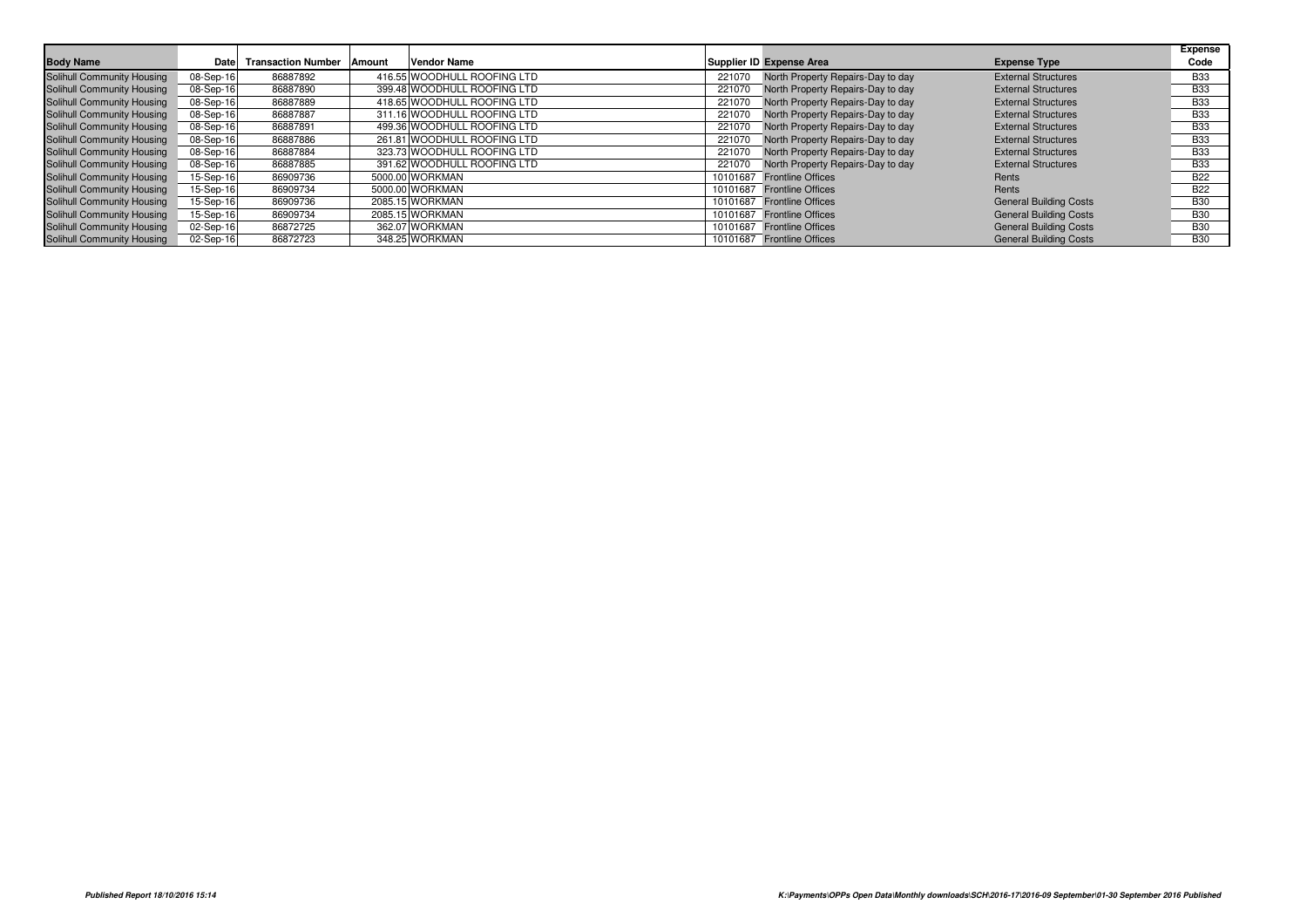| Body Name | Date | Transaction Number | Amount | Vendor Name | Supplier ID | Expense Area | Expense Type | Expense Code |
|---|---|---|---|---|---|---|---|---|
| Solihull Community Housing | 08-Sep-16 | 86887892 | 416.55 | WOODHULL ROOFING LTD | 221070 | North Property Repairs-Day to day | External Structures | B33 |
| Solihull Community Housing | 08-Sep-16 | 86887890 | 399.48 | WOODHULL ROOFING LTD | 221070 | North Property Repairs-Day to day | External Structures | B33 |
| Solihull Community Housing | 08-Sep-16 | 86887889 | 418.65 | WOODHULL ROOFING LTD | 221070 | North Property Repairs-Day to day | External Structures | B33 |
| Solihull Community Housing | 08-Sep-16 | 86887887 | 311.16 | WOODHULL ROOFING LTD | 221070 | North Property Repairs-Day to day | External Structures | B33 |
| Solihull Community Housing | 08-Sep-16 | 86887891 | 499.36 | WOODHULL ROOFING LTD | 221070 | North Property Repairs-Day to day | External Structures | B33 |
| Solihull Community Housing | 08-Sep-16 | 86887886 | 261.81 | WOODHULL ROOFING LTD | 221070 | North Property Repairs-Day to day | External Structures | B33 |
| Solihull Community Housing | 08-Sep-16 | 86887884 | 323.73 | WOODHULL ROOFING LTD | 221070 | North Property Repairs-Day to day | External Structures | B33 |
| Solihull Community Housing | 08-Sep-16 | 86887885 | 391.62 | WOODHULL ROOFING LTD | 221070 | North Property Repairs-Day to day | External Structures | B33 |
| Solihull Community Housing | 15-Sep-16 | 86909736 | 5000.00 | WORKMAN | 10101687 | Frontline Offices | Rents | B22 |
| Solihull Community Housing | 15-Sep-16 | 86909734 | 5000.00 | WORKMAN | 10101687 | Frontline Offices | Rents | B22 |
| Solihull Community Housing | 15-Sep-16 | 86909736 | 2085.15 | WORKMAN | 10101687 | Frontline Offices | General Building Costs | B30 |
| Solihull Community Housing | 15-Sep-16 | 86909734 | 2085.15 | WORKMAN | 10101687 | Frontline Offices | General Building Costs | B30 |
| Solihull Community Housing | 02-Sep-16 | 86872725 | 362.07 | WORKMAN | 10101687 | Frontline Offices | General Building Costs | B30 |
| Solihull Community Housing | 02-Sep-16 | 86872723 | 348.25 | WORKMAN | 10101687 | Frontline Offices | General Building Costs | B30 |

*Published Report 18/10/2016 15:14*

*K:\Payments\OPPs Open Data\Monthly downloads\SCH\2016-17\2016-09 September\01-30 September 2016 Published*